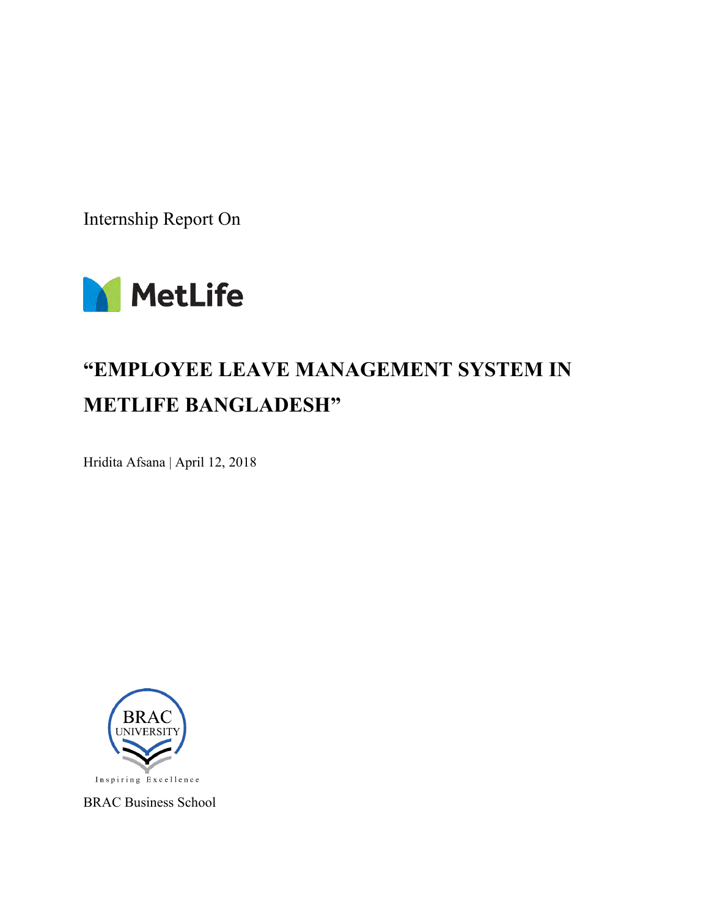Internship Report On

MetLife

# "EMPLOYEE LEAVE MANAGEMENT SYSTEM IN METLIFE BANGLADESH"

Hridita Afsana | April 12, 2018

BRAC UNIVERSITY

Inspiring Excellence

BRAC Business School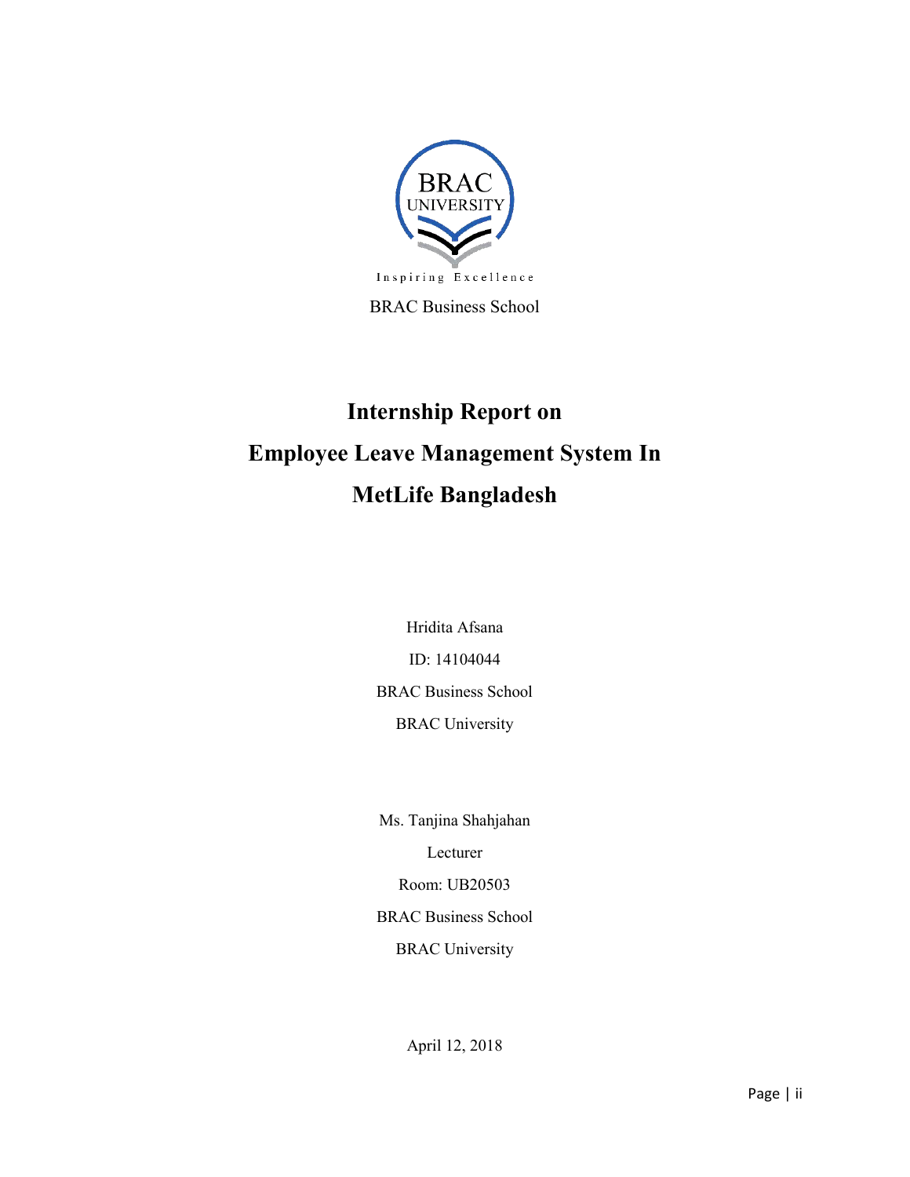BRAC UNIVERSITY

Inspiring Excellence

BRAC Business School

# Internship Report on
# Employee Leave Management System In
# MetLife Bangladesh

Hridita Afsana

ID: 14104044

BRAC Business School

BRAC University

Ms. Tanjina Shahjahan

Lecturer

Room: UB20503

BRAC Business School

BRAC University

April 12, 2018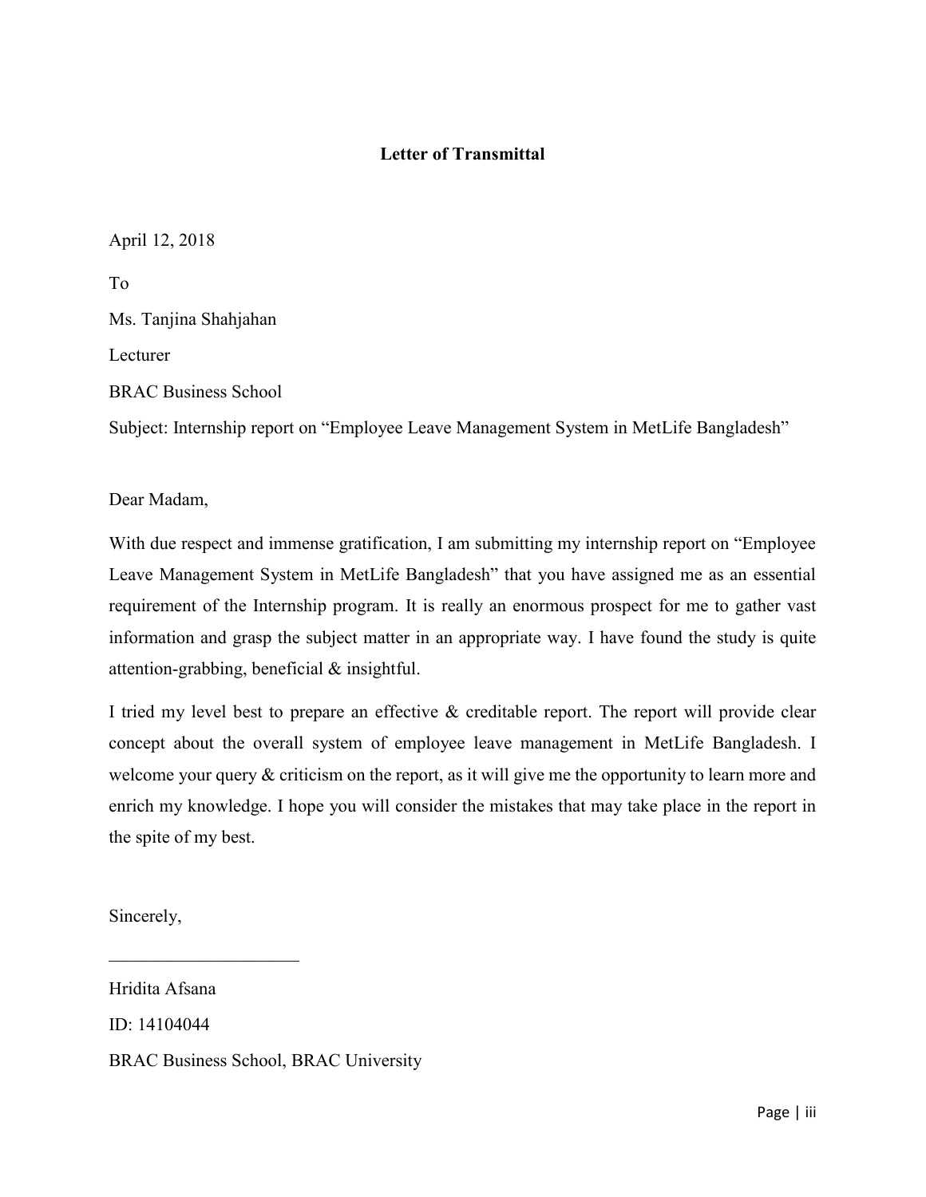# Letter of Transmittal

April 12, 2018

To

Ms. Tanjina Shahjahan

Lecturer

BRAC Business School

Subject: Internship report on "Employee Leave Management System in MetLife Bangladesh"

Dear Madam,

With due respect and immense gratification, I am submitting my internship report on "Employee Leave Management System in MetLife Bangladesh" that you have assigned me as an essential requirement of the Internship program. It is really an enormous prospect for me to gather vast information and grasp the subject matter in an appropriate way. I have found the study is quite attention-grabbing, beneficial & insightful.

I tried my level best to prepare an effective & creditable report. The report will provide clear concept about the overall system of employee leave management in MetLife Bangladesh. I welcome your query & criticism on the report, as it will give me the opportunity to learn more and enrich my knowledge. I hope you will consider the mistakes that may take place in the report in the spite of my best.

Sincerely,

______________________

Hridita Afsana

ID: 14104044

BRAC Business School, BRAC University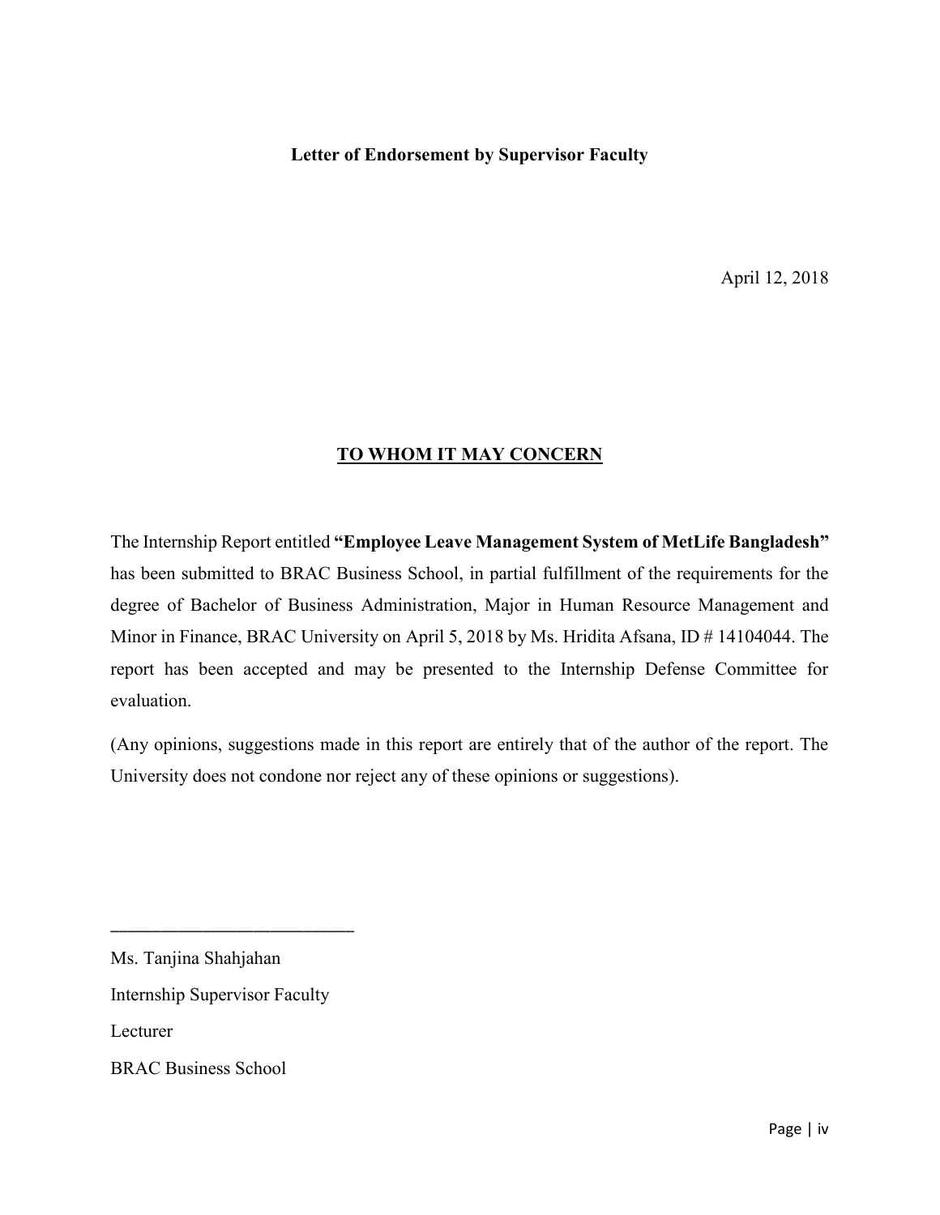**Letter of Endorsement by Supervisor Faculty**

April 12, 2018

**TO WHOM IT MAY CONCERN**

The Internship Report entitled **"Employee Leave Management System of MetLife Bangladesh"** has been submitted to BRAC Business School, in partial fulfillment of the requirements for the degree of Bachelor of Business Administration, Major in Human Resource Management and Minor in Finance, BRAC University on April 5, 2018 by Ms. Hridita Afsana, ID # 14104044. The report has been accepted and may be presented to the Internship Defense Committee for evaluation.

(Any opinions, suggestions made in this report are entirely that of the author of the report. The University does not condone nor reject any of these opinions or suggestions).

\_\_\_\_\_\_\_\_\_\_\_\_\_\_\_\_\_\_\_\_\_\_\_\_\_\_

Ms. Tanjina Shahjahan

Internship Supervisor Faculty

Lecturer

BRAC Business School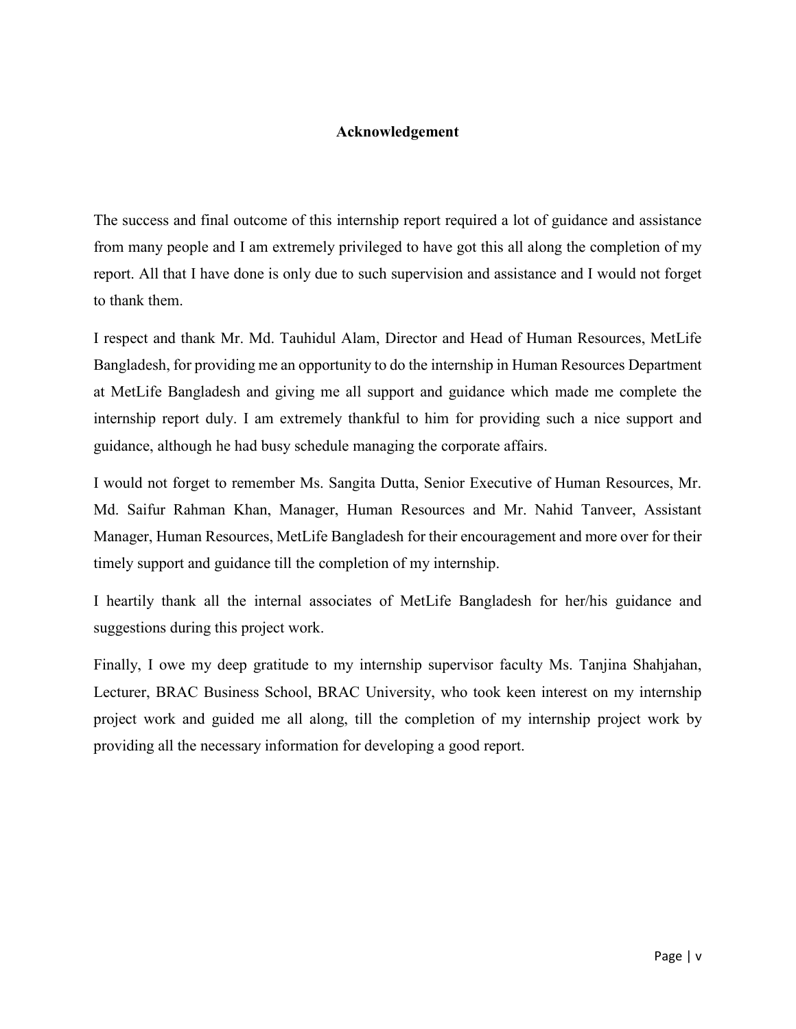## Acknowledgement

The success and final outcome of this internship report required a lot of guidance and assistance from many people and I am extremely privileged to have got this all along the completion of my report. All that I have done is only due to such supervision and assistance and I would not forget to thank them.

I respect and thank Mr. Md. Tauhidul Alam, Director and Head of Human Resources, MetLife Bangladesh, for providing me an opportunity to do the internship in Human Resources Department at MetLife Bangladesh and giving me all support and guidance which made me complete the internship report duly. I am extremely thankful to him for providing such a nice support and guidance, although he had busy schedule managing the corporate affairs.

I would not forget to remember Ms. Sangita Dutta, Senior Executive of Human Resources, Mr. Md. Saifur Rahman Khan, Manager, Human Resources and Mr. Nahid Tanveer, Assistant Manager, Human Resources, MetLife Bangladesh for their encouragement and more over for their timely support and guidance till the completion of my internship.

I heartily thank all the internal associates of MetLife Bangladesh for her/his guidance and suggestions during this project work.

Finally, I owe my deep gratitude to my internship supervisor faculty Ms. Tanjina Shahjahan, Lecturer, BRAC Business School, BRAC University, who took keen interest on my internship project work and guided me all along, till the completion of my internship project work by providing all the necessary information for developing a good report.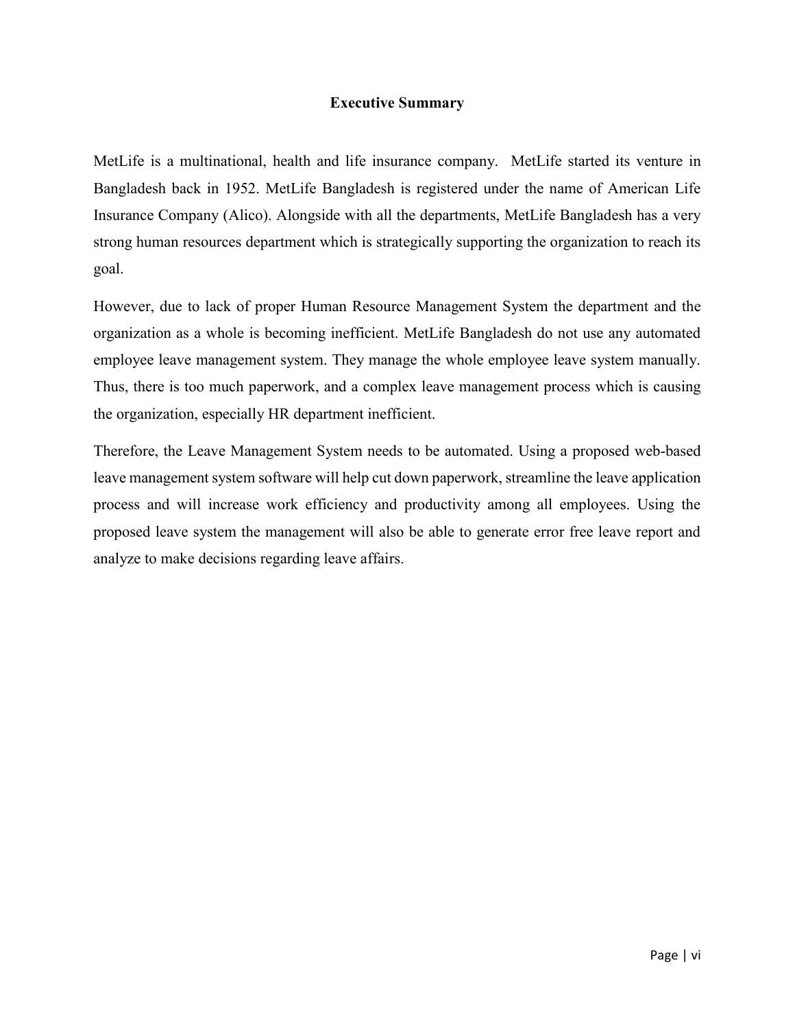# Executive Summary

MetLife is a multinational, health and life insurance company. MetLife started its venture in Bangladesh back in 1952. MetLife Bangladesh is registered under the name of American Life Insurance Company (Alico). Alongside with all the departments, MetLife Bangladesh has a very strong human resources department which is strategically supporting the organization to reach its goal.

However, due to lack of proper Human Resource Management System the department and the organization as a whole is becoming inefficient. MetLife Bangladesh do not use any automated employee leave management system. They manage the whole employee leave system manually. Thus, there is too much paperwork, and a complex leave management process which is causing the organization, especially HR department inefficient.

Therefore, the Leave Management System needs to be automated. Using a proposed web-based leave management system software will help cut down paperwork, streamline the leave application process and will increase work efficiency and productivity among all employees. Using the proposed leave system the management will also be able to generate error free leave report and analyze to make decisions regarding leave affairs.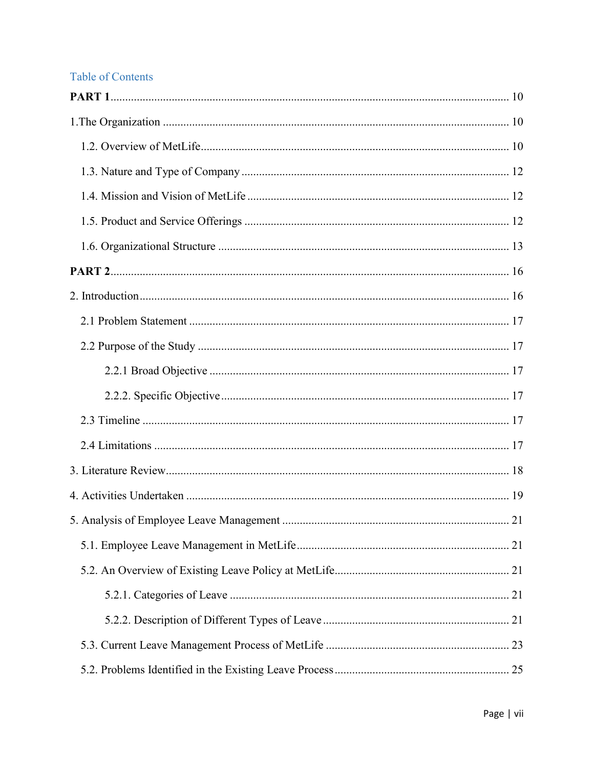# Table of Contents

**PART 1** ........................................................................................................................ 10

1.The Organization ..................................................................................................... 10

1.2. Overview of MetLife......................................................................................... 10

1.3. Nature and Type of Company ........................................................................... 12

1.4. Mission and Vision of MetLife ......................................................................... 12

1.5. Product and Service Offerings .......................................................................... 12

1.6. Organizational Structure ................................................................................... 13

**PART 2** ........................................................................................................................ 16

2. Introduction............................................................................................................. 16

2.1 Problem Statement ............................................................................................ 17

2.2 Purpose of the Study .......................................................................................... 17

2.2.1 Broad Objective ...................................................................................... 17

2.2.2. Specific Objective .................................................................................. 17

2.3 Timeline ............................................................................................................. 17

2.4 Limitations ......................................................................................................... 17

3. Literature Review..................................................................................................... 18

4. Activities Undertaken .............................................................................................. 19

5. Analysis of Employee Leave Management .............................................................. 21

5.1. Employee Leave Management in MetLife......................................................... 21

5.2. An Overview of Existing Leave Policy at MetLife............................................ 21

5.2.1. Categories of Leave ............................................................................... 21

5.2.2. Description of Different Types of Leave ............................................... 21

5.3. Current Leave Management Process of MetLife ............................................... 23

5.2. Problems Identified in the Existing Leave Process ............................................ 25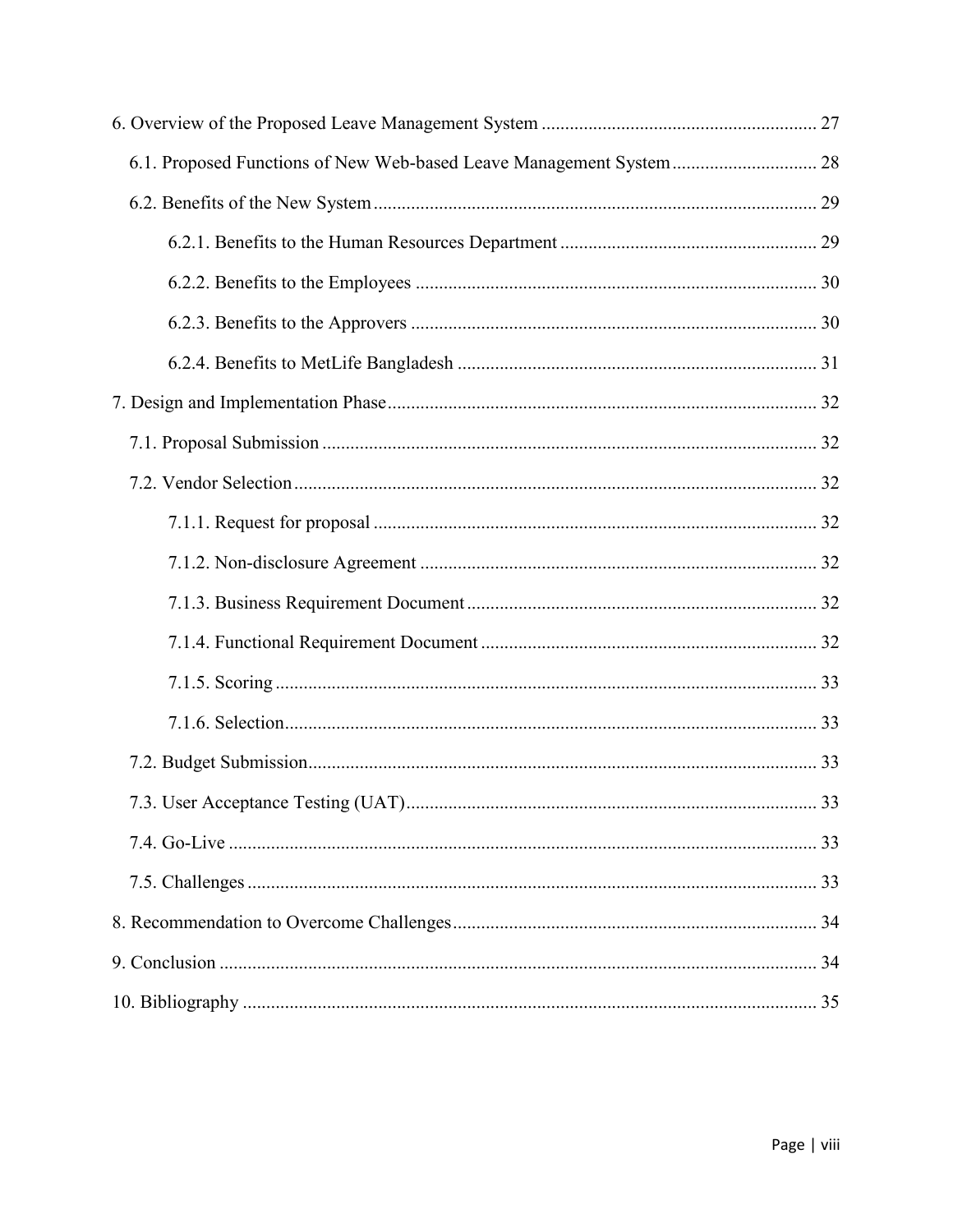6. Overview of the Proposed Leave Management System .......................................................... 27

6.1. Proposed Functions of New Web-based Leave Management System .............................. 28

6.2. Benefits of the New System .............................................................................................. 29

6.2.1. Benefits to the Human Resources Department ...................................................... 29

6.2.2. Benefits to the Employees ..................................................................................... 30

6.2.3. Benefits to the Approvers ...................................................................................... 30

6.2.4. Benefits to MetLife Bangladesh ............................................................................ 31

7. Design and Implementation Phase ........................................................................................... 32

7.1. Proposal Submission ......................................................................................................... 32

7.2. Vendor Selection ............................................................................................................... 32

7.1.1. Request for proposal .............................................................................................. 32

7.1.2. Non-disclosure Agreement .................................................................................... 32

7.1.3. Business Requirement Document .......................................................................... 32

7.1.4. Functional Requirement Document ....................................................................... 32

7.1.5. Scoring ................................................................................................................... 33

7.1.6. Selection................................................................................................................. 33

7.2. Budget Submission............................................................................................................ 33

7.3. User Acceptance Testing (UAT) ....................................................................................... 33

7.4. Go-Live ............................................................................................................................. 33

7.5. Challenges ......................................................................................................................... 33

8. Recommendation to Overcome Challenges ............................................................................. 34

9. Conclusion ............................................................................................................................... 34

10. Bibliography .......................................................................................................................... 35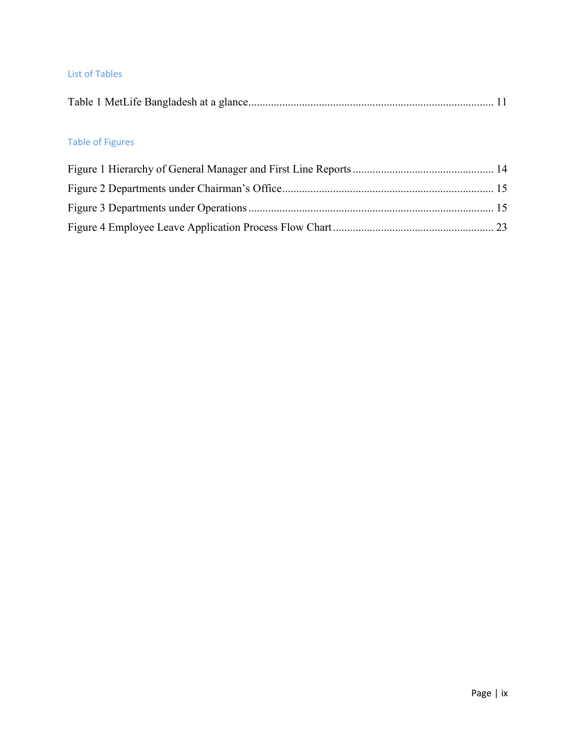## List of Tables

Table 1 MetLife Bangladesh at a glance....................................................................................... 11

## Table of Figures

Figure 1 Hierarchy of General Manager and First Line Reports ................................................. 14

Figure 2 Departments under Chairman's Office.......................................................................... 15

Figure 3 Departments under Operations ...................................................................................... 15

Figure 4 Employee Leave Application Process Flow Chart ........................................................ 23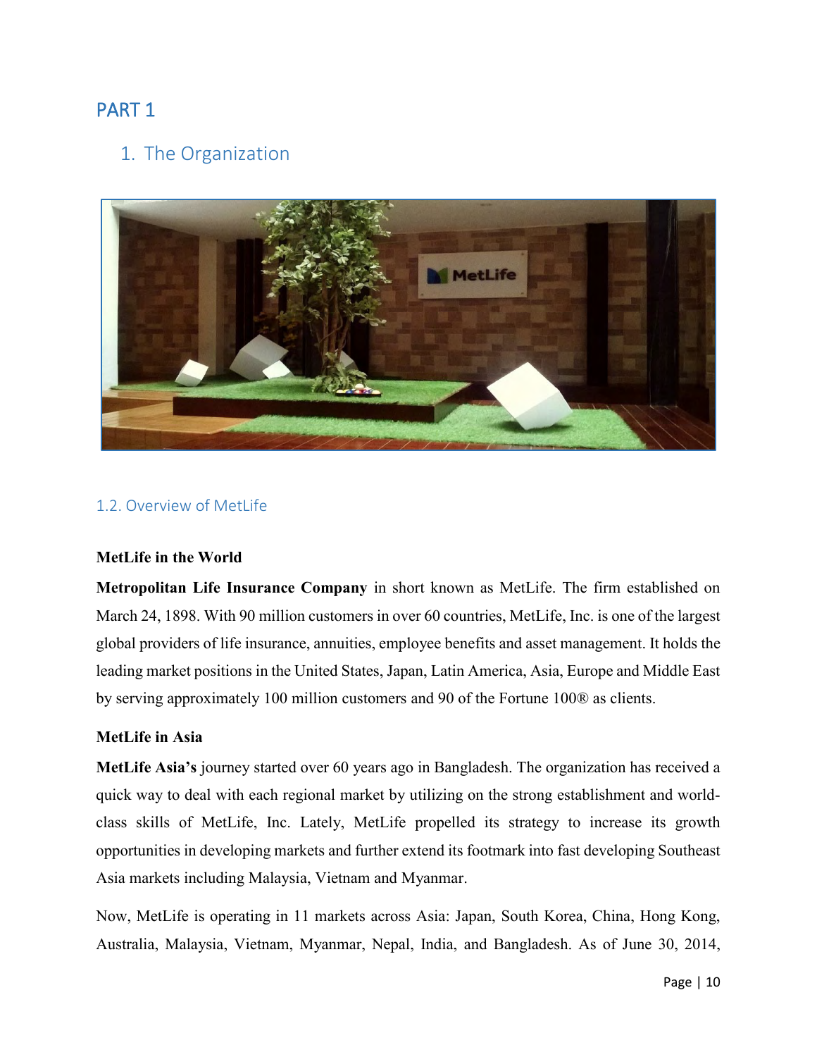# PART 1

## 1. The Organization

### 1.2. Overview of MetLife

**MetLife in the World**

**Metropolitan Life Insurance Company** in short known as MetLife. The firm established on March 24, 1898. With 90 million customers in over 60 countries, MetLife, Inc. is one of the largest global providers of life insurance, annuities, employee benefits and asset management. It holds the leading market positions in the United States, Japan, Latin America, Asia, Europe and Middle East by serving approximately 100 million customers and 90 of the Fortune 100® as clients.

**MetLife in Asia**

**MetLife Asia's** journey started over 60 years ago in Bangladesh. The organization has received a quick way to deal with each regional market by utilizing on the strong establishment and world-class skills of MetLife, Inc. Lately, MetLife propelled its strategy to increase its growth opportunities in developing markets and further extend its footmark into fast developing Southeast Asia markets including Malaysia, Vietnam and Myanmar.

Now, MetLife is operating in 11 markets across Asia: Japan, South Korea, China, Hong Kong, Australia, Malaysia, Vietnam, Myanmar, Nepal, India, and Bangladesh. As of June 30, 2014,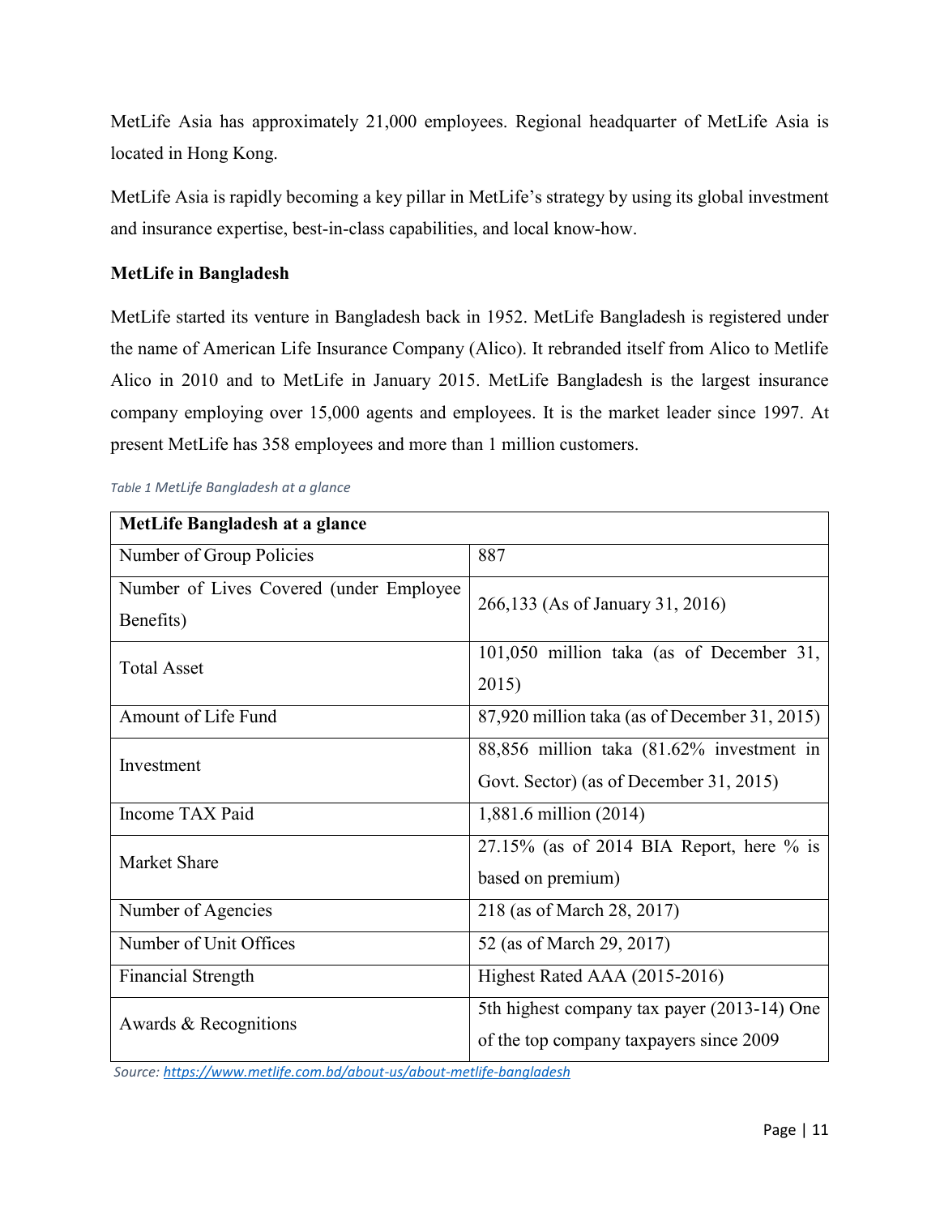MetLife Asia has approximately 21,000 employees. Regional headquarter of MetLife Asia is located in Hong Kong.

MetLife Asia is rapidly becoming a key pillar in MetLife's strategy by using its global investment and insurance expertise, best-in-class capabilities, and local know-how.

**MetLife in Bangladesh**

MetLife started its venture in Bangladesh back in 1952. MetLife Bangladesh is registered under the name of American Life Insurance Company (Alico). It rebranded itself from Alico to Metlife Alico in 2010 and to MetLife in January 2015. MetLife Bangladesh is the largest insurance company employing over 15,000 agents and employees. It is the market leader since 1997. At present MetLife has 358 employees and more than 1 million customers.

*Table 1 MetLife Bangladesh at a glance*

| **MetLife Bangladesh at a glance** | |
|---|---|
| Number of Group Policies | 887 |
| Number of Lives Covered (under Employee Benefits) | 266,133 (As of January 31, 2016) |
| Total Asset | 101,050 million taka (as of December 31, 2015) |
| Amount of Life Fund | 87,920 million taka (as of December 31, 2015) |
| Investment | 88,856 million taka (81.62% investment in Govt. Sector) (as of December 31, 2015) |
| Income TAX Paid | 1,881.6 million (2014) |
| Market Share | 27.15% (as of 2014 BIA Report, here % is based on premium) |
| Number of Agencies | 218 (as of March 28, 2017) |
| Number of Unit Offices | 52 (as of March 29, 2017) |
| Financial Strength | Highest Rated AAA (2015-2016) |
| Awards & Recognitions | 5th highest company tax payer (2013-14) One of the top company taxpayers since 2009 |

*Source: https://www.metlife.com.bd/about-us/about-metlife-bangladesh*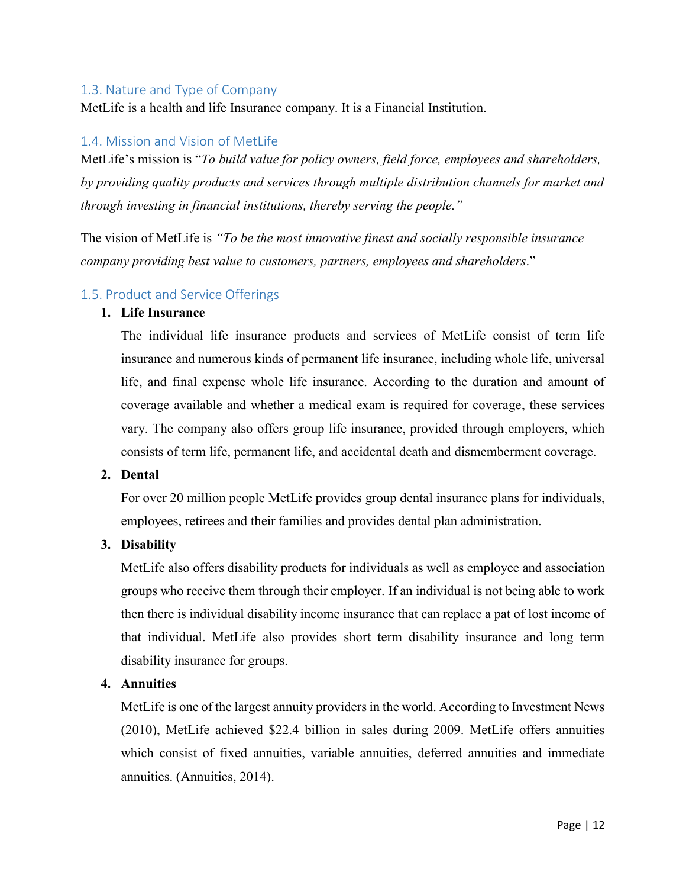## 1.3. Nature and Type of Company

MetLife is a health and life Insurance company. It is a Financial Institution.

## 1.4. Mission and Vision of MetLife

MetLife's mission is "*To build value for policy owners, field force, employees and shareholders, by providing quality products and services through multiple distribution channels for market and through investing in financial institutions, thereby serving the people."*

The vision of MetLife is *"To be the most innovative finest and socially responsible insurance company providing best value to customers, partners, employees and shareholders*."

## 1.5. Product and Service Offerings

1. **Life Insurance**

   The individual life insurance products and services of MetLife consist of term life insurance and numerous kinds of permanent life insurance, including whole life, universal life, and final expense whole life insurance. According to the duration and amount of coverage available and whether a medical exam is required for coverage, these services vary. The company also offers group life insurance, provided through employers, which consists of term life, permanent life, and accidental death and dismemberment coverage.

2. **Dental**

   For over 20 million people MetLife provides group dental insurance plans for individuals, employees, retirees and their families and provides dental plan administration.

3. **Disability**

   MetLife also offers disability products for individuals as well as employee and association groups who receive them through their employer. If an individual is not being able to work then there is individual disability income insurance that can replace a pat of lost income of that individual. MetLife also provides short term disability insurance and long term disability insurance for groups.

4. **Annuities**

   MetLife is one of the largest annuity providers in the world. According to Investment News (2010), MetLife achieved $22.4 billion in sales during 2009. MetLife offers annuities which consist of fixed annuities, variable annuities, deferred annuities and immediate annuities. (Annuities, 2014).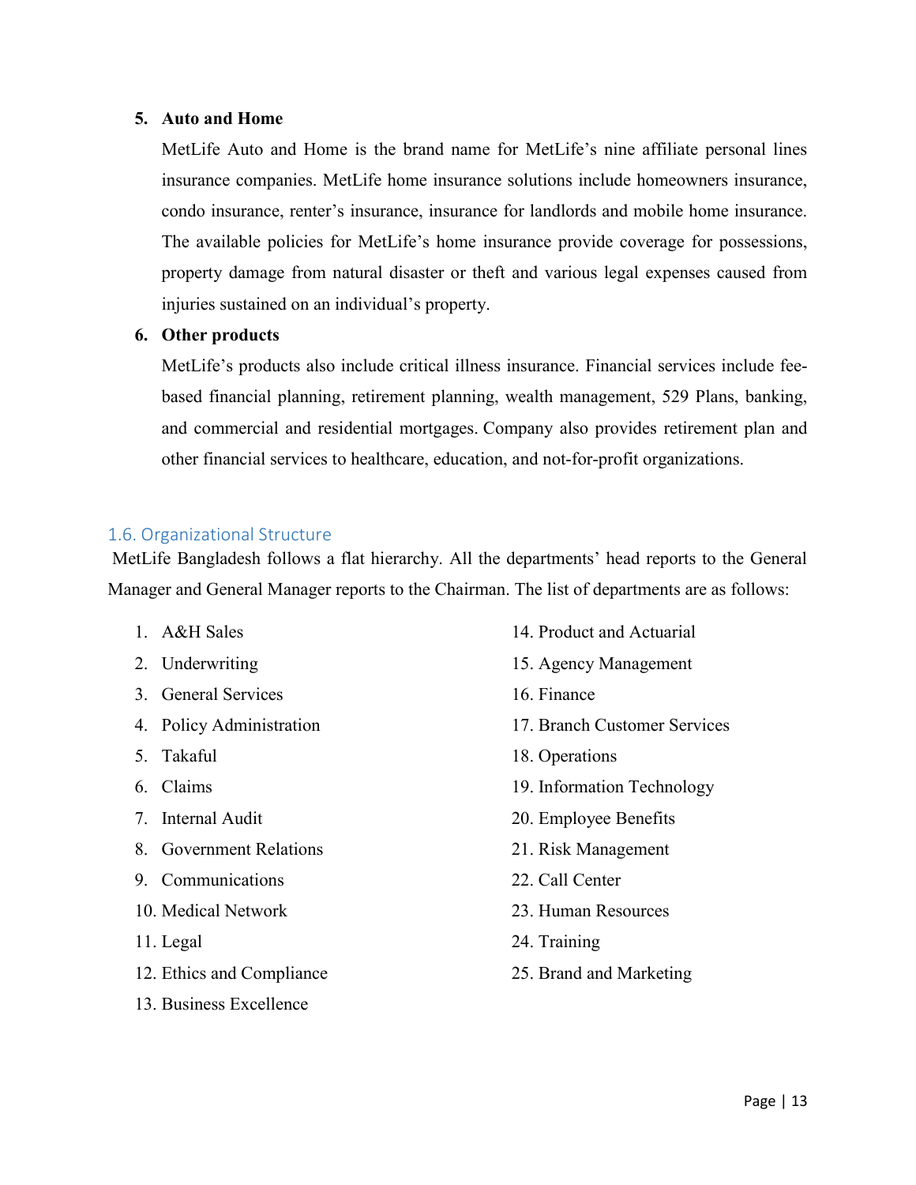5. **Auto and Home**

   MetLife Auto and Home is the brand name for MetLife's nine affiliate personal lines insurance companies. MetLife home insurance solutions include homeowners insurance, condo insurance, renter's insurance, insurance for landlords and mobile home insurance. The available policies for MetLife's home insurance provide coverage for possessions, property damage from natural disaster or theft and various legal expenses caused from injuries sustained on an individual's property.

6. **Other products**

   MetLife's products also include critical illness insurance. Financial services include fee-based financial planning, retirement planning, wealth management, 529 Plans, banking, and commercial and residential mortgages. Company also provides retirement plan and other financial services to healthcare, education, and not-for-profit organizations.

## 1.6. Organizational Structure

MetLife Bangladesh follows a flat hierarchy. All the departments' head reports to the General Manager and General Manager reports to the Chairman. The list of departments are as follows:

1. A&H Sales
2. Underwriting
3. General Services
4. Policy Administration
5. Takaful
6. Claims
7. Internal Audit
8. Government Relations
9. Communications
10. Medical Network
11. Legal
12. Ethics and Compliance
13. Business Excellence
14. Product and Actuarial
15. Agency Management
16. Finance
17. Branch Customer Services
18. Operations
19. Information Technology
20. Employee Benefits
21. Risk Management
22. Call Center
23. Human Resources
24. Training
25. Brand and Marketing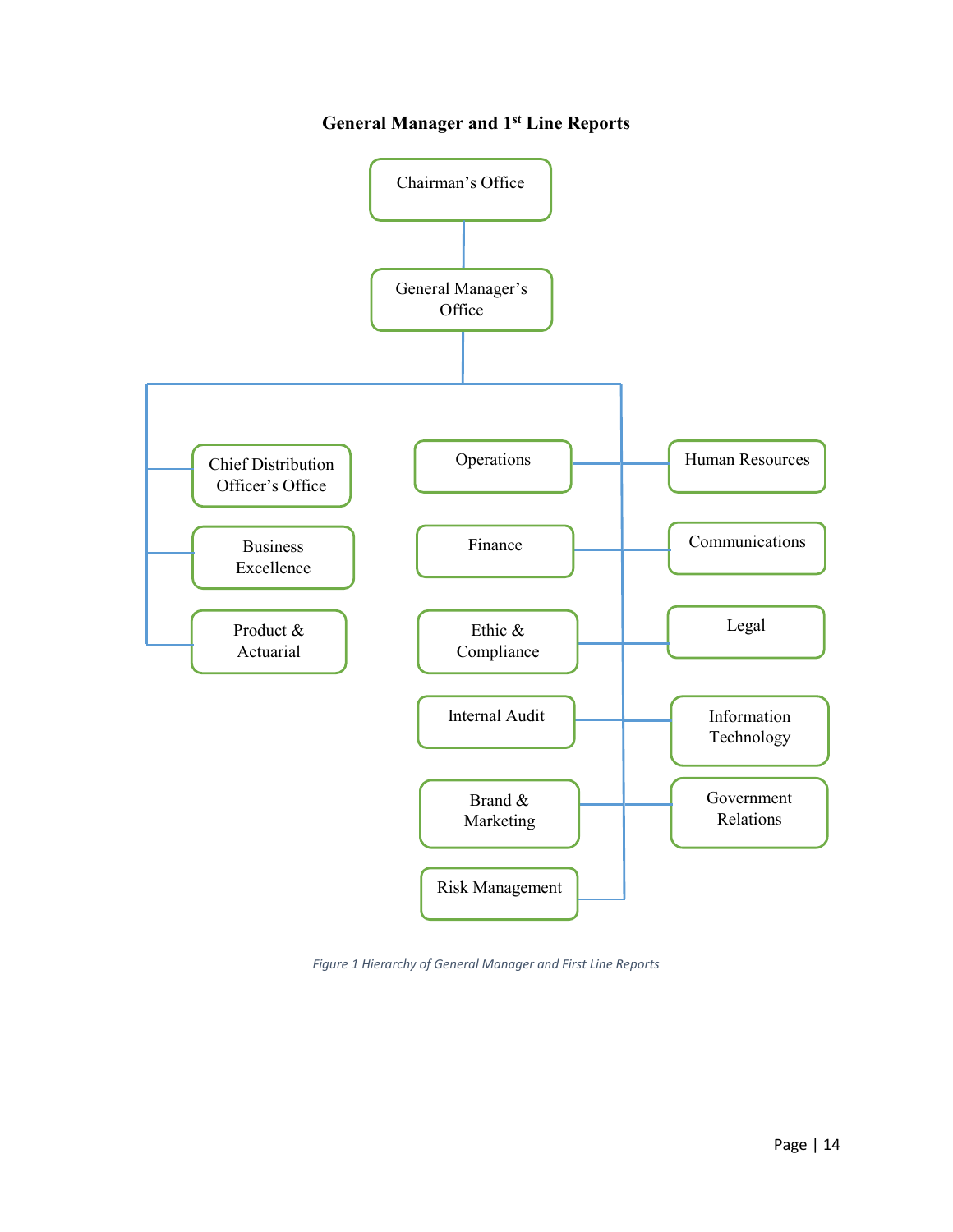### General Manager and 1st Line Reports

- Chairman's Office
  - General Manager's Office
    - Chief Distribution Officer's Office
    - Business Excellence
    - Product & Actuarial
    - Operations
    - Finance
    - Ethic & Compliance
    - Internal Audit
    - Brand & Marketing
    - Risk Management
    - Human Resources
    - Communications
    - Legal
    - Information Technology
    - Government Relations

*Figure 1 Hierarchy of General Manager and First Line Reports*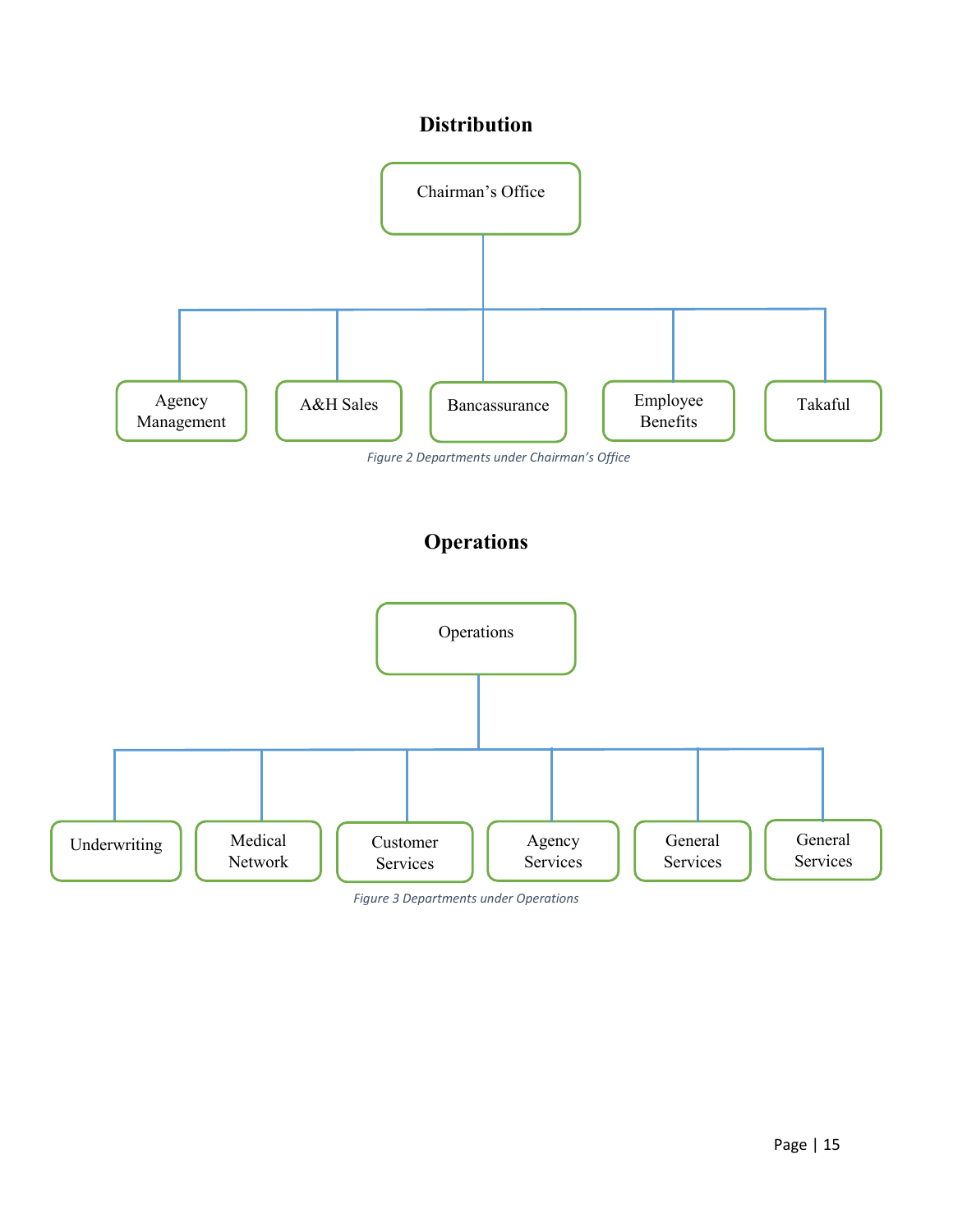## Distribution

- Chairman's Office
  - Agency Management
  - A&H Sales
  - Bancassurance
  - Employee Benefits
  - Takaful

*Figure 2 Departments under Chairman's Office*

## Operations

- Operations
  - Underwriting
  - Medical Network
  - Customer Services
  - Agency Services
  - General Services
  - General Services

*Figure 3 Departments under Operations*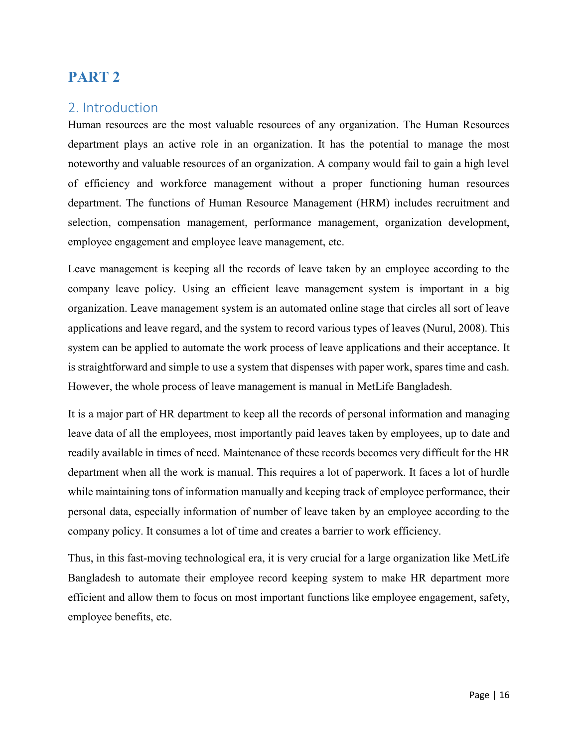# PART 2

## 2. Introduction

Human resources are the most valuable resources of any organization. The Human Resources department plays an active role in an organization. It has the potential to manage the most noteworthy and valuable resources of an organization. A company would fail to gain a high level of efficiency and workforce management without a proper functioning human resources department. The functions of Human Resource Management (HRM) includes recruitment and selection, compensation management, performance management, organization development, employee engagement and employee leave management, etc.

Leave management is keeping all the records of leave taken by an employee according to the company leave policy. Using an efficient leave management system is important in a big organization. Leave management system is an automated online stage that circles all sort of leave applications and leave regard, and the system to record various types of leaves (Nurul, 2008). This system can be applied to automate the work process of leave applications and their acceptance. It is straightforward and simple to use a system that dispenses with paper work, spares time and cash. However, the whole process of leave management is manual in MetLife Bangladesh.

It is a major part of HR department to keep all the records of personal information and managing leave data of all the employees, most importantly paid leaves taken by employees, up to date and readily available in times of need. Maintenance of these records becomes very difficult for the HR department when all the work is manual. This requires a lot of paperwork. It faces a lot of hurdle while maintaining tons of information manually and keeping track of employee performance, their personal data, especially information of number of leave taken by an employee according to the company policy. It consumes a lot of time and creates a barrier to work efficiency.

Thus, in this fast-moving technological era, it is very crucial for a large organization like MetLife Bangladesh to automate their employee record keeping system to make HR department more efficient and allow them to focus on most important functions like employee engagement, safety, employee benefits, etc.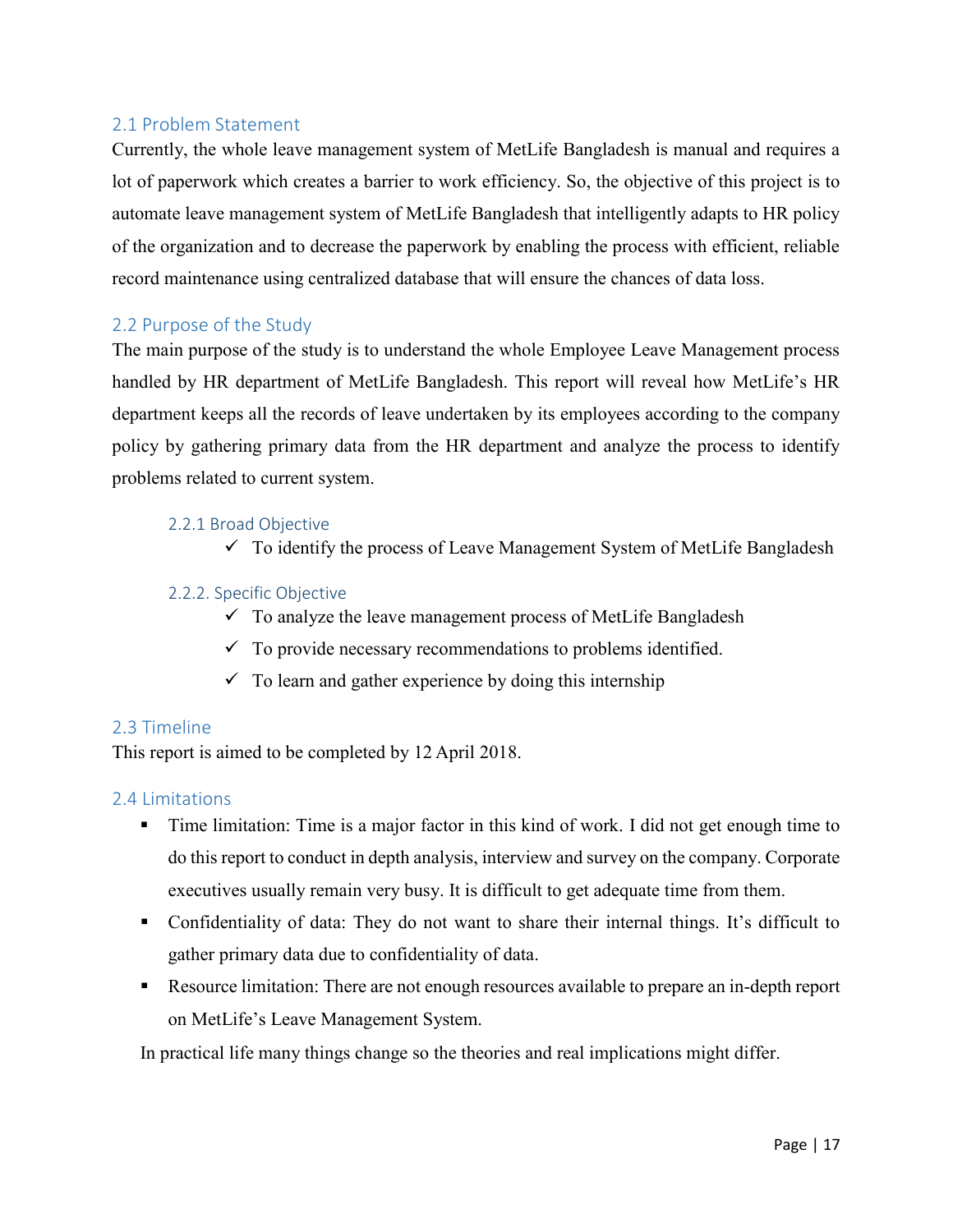## 2.1 Problem Statement

Currently, the whole leave management system of MetLife Bangladesh is manual and requires a lot of paperwork which creates a barrier to work efficiency. So, the objective of this project is to automate leave management system of MetLife Bangladesh that intelligently adapts to HR policy of the organization and to decrease the paperwork by enabling the process with efficient, reliable record maintenance using centralized database that will ensure the chances of data loss.

## 2.2 Purpose of the Study

The main purpose of the study is to understand the whole Employee Leave Management process handled by HR department of MetLife Bangladesh. This report will reveal how MetLife's HR department keeps all the records of leave undertaken by its employees according to the company policy by gathering primary data from the HR department and analyze the process to identify problems related to current system.

### 2.2.1 Broad Objective

- ✓ To identify the process of Leave Management System of MetLife Bangladesh

### 2.2.2. Specific Objective

- ✓ To analyze the leave management process of MetLife Bangladesh
- ✓ To provide necessary recommendations to problems identified.
- ✓ To learn and gather experience by doing this internship

## 2.3 Timeline

This report is aimed to be completed by 12 April 2018.

## 2.4 Limitations

- Time limitation: Time is a major factor in this kind of work. I did not get enough time to do this report to conduct in depth analysis, interview and survey on the company. Corporate executives usually remain very busy. It is difficult to get adequate time from them.
- Confidentiality of data: They do not want to share their internal things. It's difficult to gather primary data due to confidentiality of data.
- Resource limitation: There are not enough resources available to prepare an in-depth report on MetLife's Leave Management System.

In practical life many things change so the theories and real implications might differ.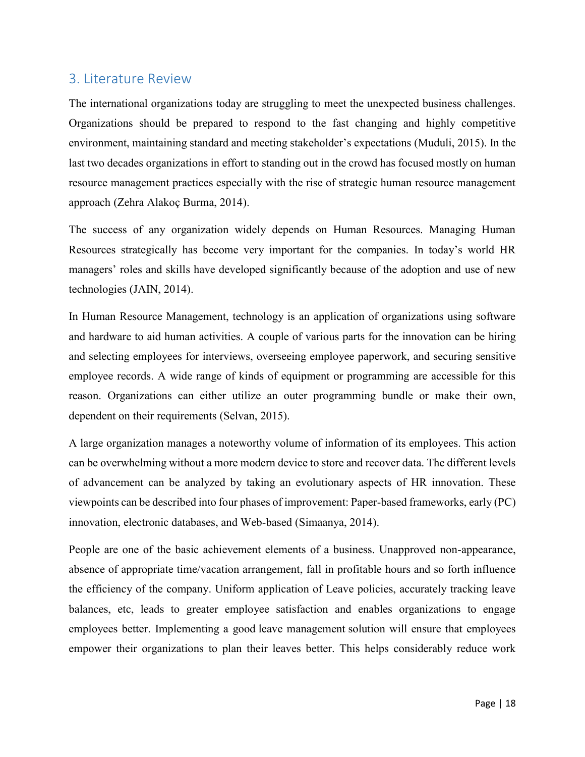## 3. Literature Review

The international organizations today are struggling to meet the unexpected business challenges. Organizations should be prepared to respond to the fast changing and highly competitive environment, maintaining standard and meeting stakeholder's expectations (Muduli, 2015). In the last two decades organizations in effort to standing out in the crowd has focused mostly on human resource management practices especially with the rise of strategic human resource management approach (Zehra Alakoç Burma, 2014).

The success of any organization widely depends on Human Resources. Managing Human Resources strategically has become very important for the companies. In today's world HR managers' roles and skills have developed significantly because of the adoption and use of new technologies (JAIN, 2014).

In Human Resource Management, technology is an application of organizations using software and hardware to aid human activities. A couple of various parts for the innovation can be hiring and selecting employees for interviews, overseeing employee paperwork, and securing sensitive employee records. A wide range of kinds of equipment or programming are accessible for this reason. Organizations can either utilize an outer programming bundle or make their own, dependent on their requirements (Selvan, 2015).

A large organization manages a noteworthy volume of information of its employees. This action can be overwhelming without a more modern device to store and recover data. The different levels of advancement can be analyzed by taking an evolutionary aspects of HR innovation. These viewpoints can be described into four phases of improvement: Paper-based frameworks, early (PC) innovation, electronic databases, and Web-based (Simaanya, 2014).

People are one of the basic achievement elements of a business. Unapproved non-appearance, absence of appropriate time/vacation arrangement, fall in profitable hours and so forth influence the efficiency of the company. Uniform application of Leave policies, accurately tracking leave balances, etc, leads to greater employee satisfaction and enables organizations to engage employees better. Implementing a good leave management solution will ensure that employees empower their organizations to plan their leaves better. This helps considerably reduce work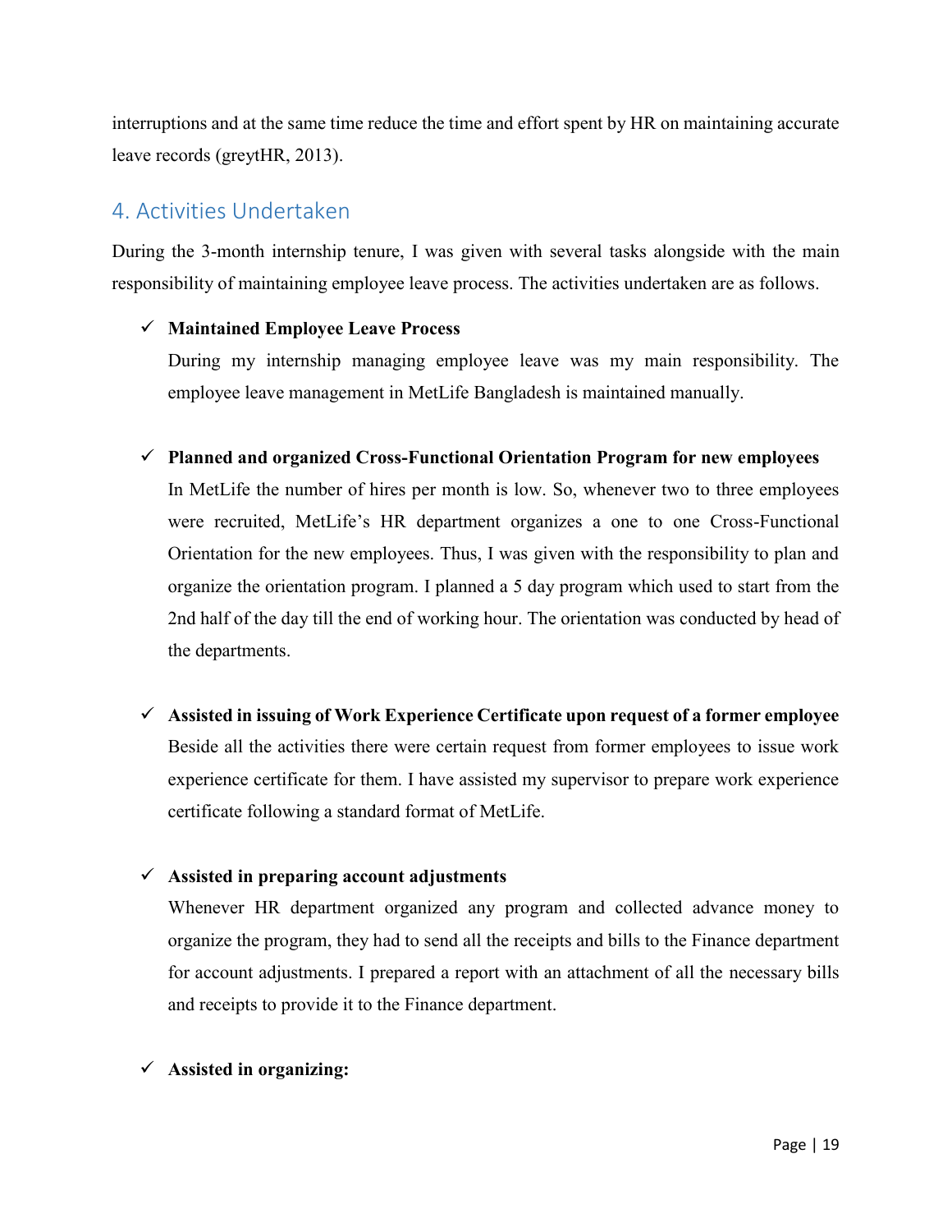interruptions and at the same time reduce the time and effort spent by HR on maintaining accurate leave records (greytHR, 2013).

## 4. Activities Undertaken

During the 3-month internship tenure, I was given with several tasks alongside with the main responsibility of maintaining employee leave process. The activities undertaken are as follows.

- ✓ **Maintained Employee Leave Process**

  During my internship managing employee leave was my main responsibility. The employee leave management in MetLife Bangladesh is maintained manually.

- ✓ **Planned and organized Cross-Functional Orientation Program for new employees**

  In MetLife the number of hires per month is low. So, whenever two to three employees were recruited, MetLife's HR department organizes a one to one Cross-Functional Orientation for the new employees. Thus, I was given with the responsibility to plan and organize the orientation program. I planned a 5 day program which used to start from the 2nd half of the day till the end of working hour. The orientation was conducted by head of the departments.

- ✓ **Assisted in issuing of Work Experience Certificate upon request of a former employee**

  Beside all the activities there were certain request from former employees to issue work experience certificate for them. I have assisted my supervisor to prepare work experience certificate following a standard format of MetLife.

- ✓ **Assisted in preparing account adjustments**

  Whenever HR department organized any program and collected advance money to organize the program, they had to send all the receipts and bills to the Finance department for account adjustments. I prepared a report with an attachment of all the necessary bills and receipts to provide it to the Finance department.

- ✓ **Assisted in organizing:**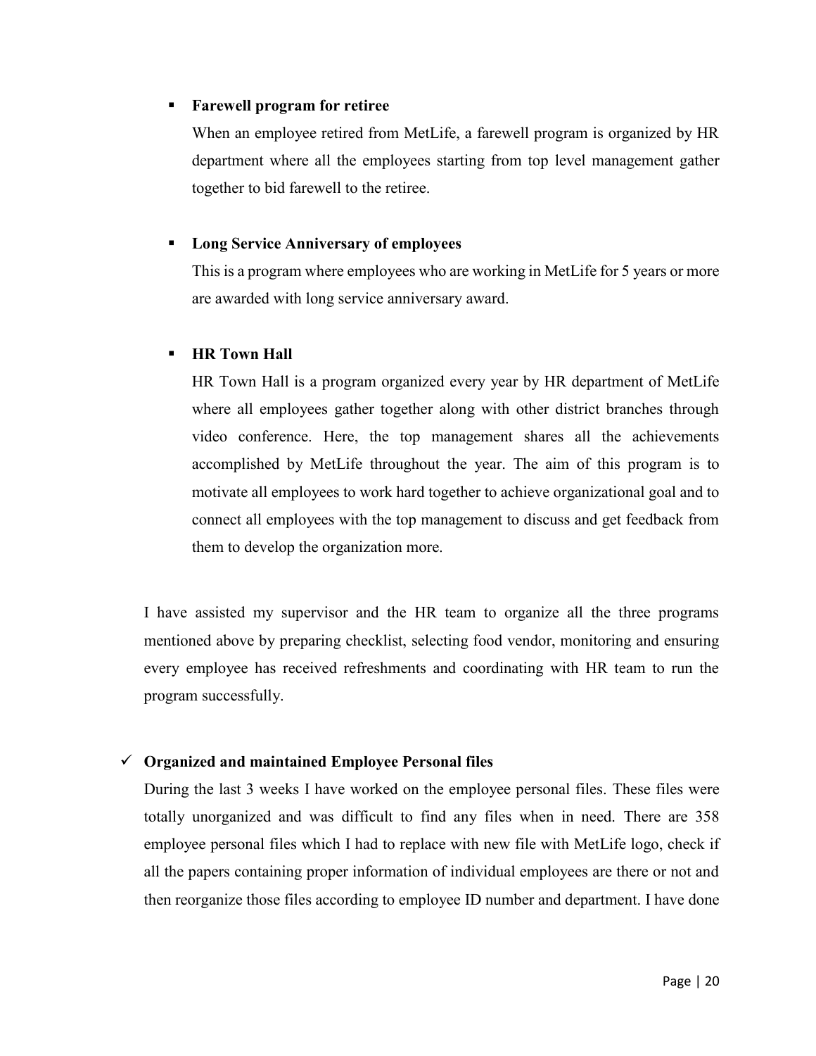- **Farewell program for retiree**

  When an employee retired from MetLife, a farewell program is organized by HR department where all the employees starting from top level management gather together to bid farewell to the retiree.

- **Long Service Anniversary of employees**

  This is a program where employees who are working in MetLife for 5 years or more are awarded with long service anniversary award.

- **HR Town Hall**

  HR Town Hall is a program organized every year by HR department of MetLife where all employees gather together along with other district branches through video conference. Here, the top management shares all the achievements accomplished by MetLife throughout the year. The aim of this program is to motivate all employees to work hard together to achieve organizational goal and to connect all employees with the top management to discuss and get feedback from them to develop the organization more.

I have assisted my supervisor and the HR team to organize all the three programs mentioned above by preparing checklist, selecting food vendor, monitoring and ensuring every employee has received refreshments and coordinating with HR team to run the program successfully.

- ✓ **Organized and maintained Employee Personal files**

  During the last 3 weeks I have worked on the employee personal files. These files were totally unorganized and was difficult to find any files when in need. There are 358 employee personal files which I had to replace with new file with MetLife logo, check if all the papers containing proper information of individual employees are there or not and then reorganize those files according to employee ID number and department. I have done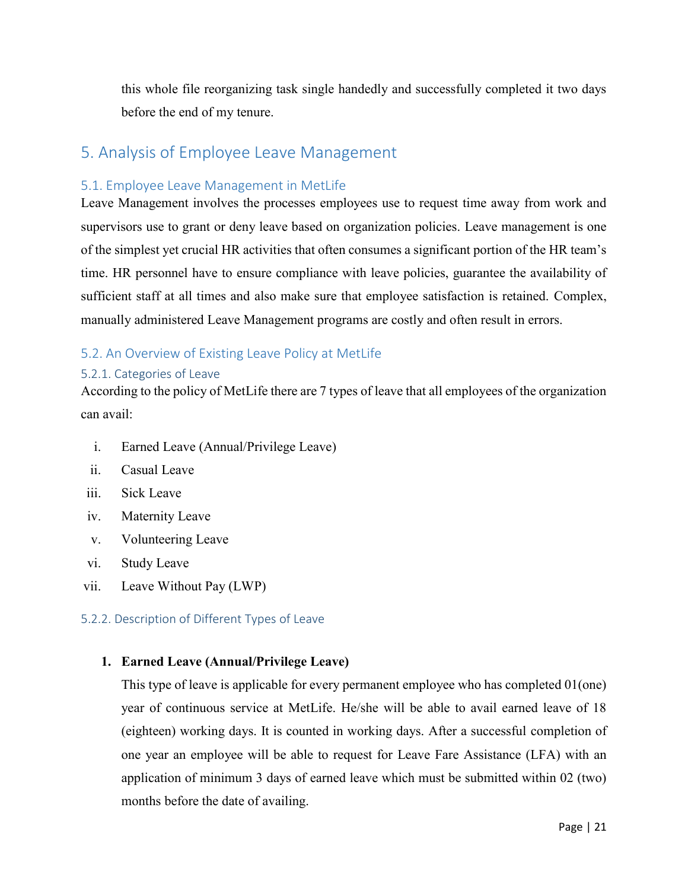this whole file reorganizing task single handedly and successfully completed it two days before the end of my tenure.

# 5. Analysis of Employee Leave Management

## 5.1. Employee Leave Management in MetLife

Leave Management involves the processes employees use to request time away from work and supervisors use to grant or deny leave based on organization policies. Leave management is one of the simplest yet crucial HR activities that often consumes a significant portion of the HR team's time. HR personnel have to ensure compliance with leave policies, guarantee the availability of sufficient staff at all times and also make sure that employee satisfaction is retained. Complex, manually administered Leave Management programs are costly and often result in errors.

## 5.2. An Overview of Existing Leave Policy at MetLife

### 5.2.1. Categories of Leave

According to the policy of MetLife there are 7 types of leave that all employees of the organization can avail:

i. Earned Leave (Annual/Privilege Leave)
ii. Casual Leave
iii. Sick Leave
iv. Maternity Leave
v. Volunteering Leave
vi. Study Leave
vii. Leave Without Pay (LWP)

### 5.2.2. Description of Different Types of Leave

1. **Earned Leave (Annual/Privilege Leave)**

   This type of leave is applicable for every permanent employee who has completed 01(one) year of continuous service at MetLife. He/she will be able to avail earned leave of 18 (eighteen) working days. It is counted in working days. After a successful completion of one year an employee will be able to request for Leave Fare Assistance (LFA) with an application of minimum 3 days of earned leave which must be submitted within 02 (two) months before the date of availing.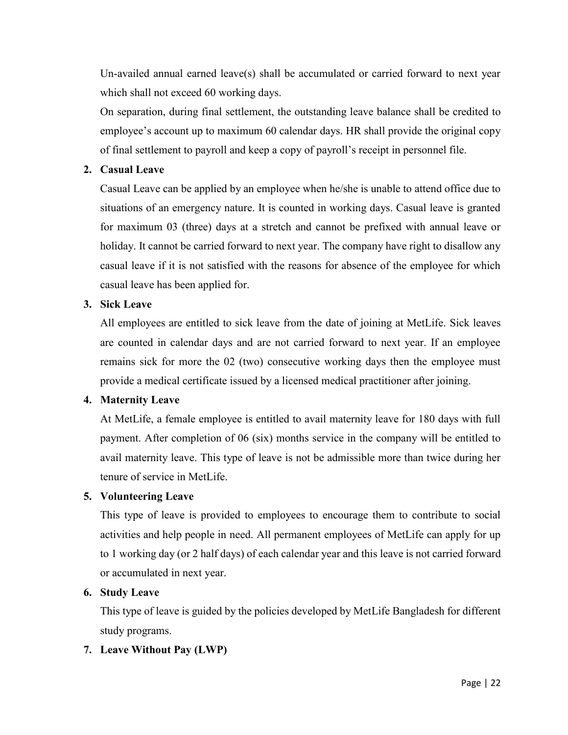Un-availed annual earned leave(s) shall be accumulated or carried forward to next year which shall not exceed 60 working days.

On separation, during final settlement, the outstanding leave balance shall be credited to employee's account up to maximum 60 calendar days. HR shall provide the original copy of final settlement to payroll and keep a copy of payroll's receipt in personnel file.

2. **Casual Leave**

   Casual Leave can be applied by an employee when he/she is unable to attend office due to situations of an emergency nature. It is counted in working days. Casual leave is granted for maximum 03 (three) days at a stretch and cannot be prefixed with annual leave or holiday. It cannot be carried forward to next year. The company have right to disallow any casual leave if it is not satisfied with the reasons for absence of the employee for which casual leave has been applied for.

3. **Sick Leave**

   All employees are entitled to sick leave from the date of joining at MetLife. Sick leaves are counted in calendar days and are not carried forward to next year. If an employee remains sick for more the 02 (two) consecutive working days then the employee must provide a medical certificate issued by a licensed medical practitioner after joining.

4. **Maternity Leave**

   At MetLife, a female employee is entitled to avail maternity leave for 180 days with full payment. After completion of 06 (six) months service in the company will be entitled to avail maternity leave. This type of leave is not be admissible more than twice during her tenure of service in MetLife.

5. **Volunteering Leave**

   This type of leave is provided to employees to encourage them to contribute to social activities and help people in need. All permanent employees of MetLife can apply for up to 1 working day (or 2 half days) of each calendar year and this leave is not carried forward or accumulated in next year.

6. **Study Leave**

   This type of leave is guided by the policies developed by MetLife Bangladesh for different study programs.

7. **Leave Without Pay (LWP)**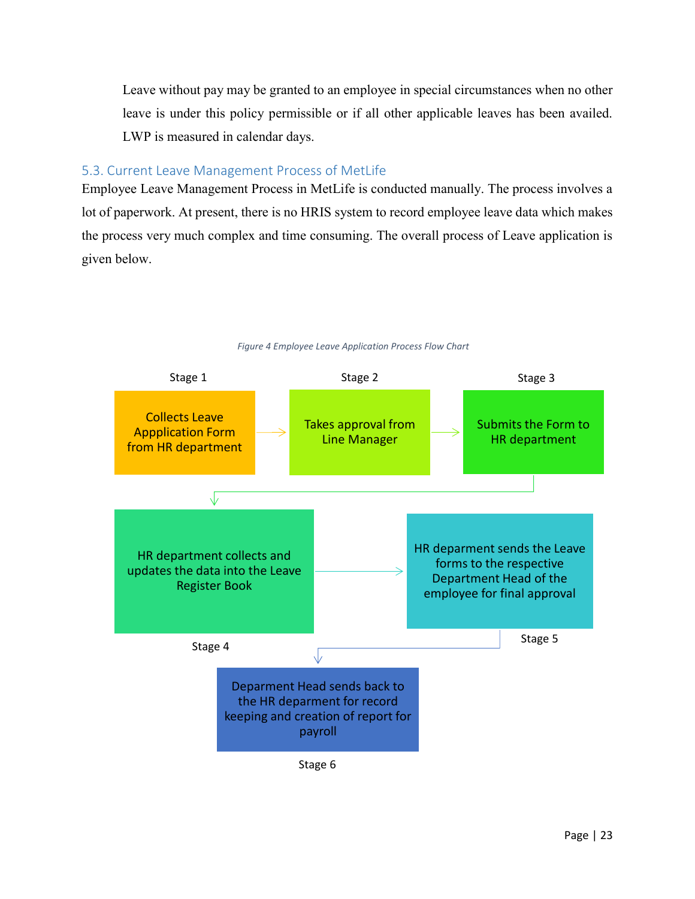Leave without pay may be granted to an employee in special circumstances when no other leave is under this policy permissible or if all other applicable leaves has been availed. LWP is measured in calendar days.

### 5.3. Current Leave Management Process of MetLife

Employee Leave Management Process in MetLife is conducted manually. The process involves a lot of paperwork. At present, there is no HRIS system to record employee leave data which makes the process very much complex and time consuming. The overall process of Leave application is given below.

*Figure 4 Employee Leave Application Process Flow Chart*

Stage 1: Collects Leave Appplication Form from HR department

→ Stage 2: Takes approval from Line Manager

→ Stage 3: Submits the Form to HR department

→ Stage 4: HR department collects and updates the data into the Leave Register Book

→ Stage 5: HR depar​ment sends the Leave forms to the respective Department Head of the employee for final approval

→ Stage 6: Deparment Head sends back to the HR deparment for record keeping and creation of report for payroll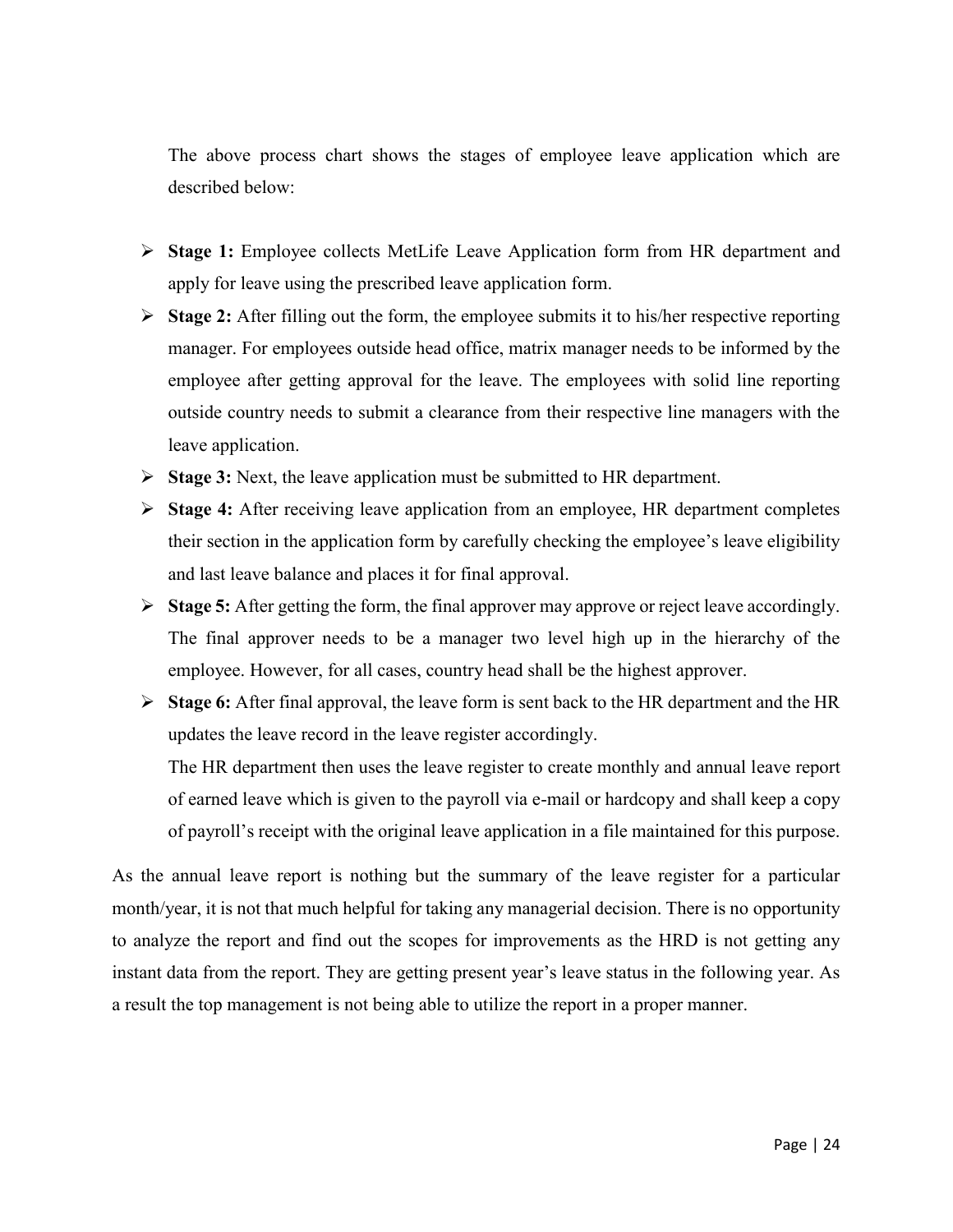The above process chart shows the stages of employee leave application which are described below:

- **Stage 1:** Employee collects MetLife Leave Application form from HR department and apply for leave using the prescribed leave application form.
- **Stage 2:** After filling out the form, the employee submits it to his/her respective reporting manager. For employees outside head office, matrix manager needs to be informed by the employee after getting approval for the leave. The employees with solid line reporting outside country needs to submit a clearance from their respective line managers with the leave application.
- **Stage 3:** Next, the leave application must be submitted to HR department.
- **Stage 4:** After receiving leave application from an employee, HR department completes their section in the application form by carefully checking the employee's leave eligibility and last leave balance and places it for final approval.
- **Stage 5:** After getting the form, the final approver may approve or reject leave accordingly. The final approver needs to be a manager two level high up in the hierarchy of the employee. However, for all cases, country head shall be the highest approver.
- **Stage 6:** After final approval, the leave form is sent back to the HR department and the HR updates the leave record in the leave register accordingly.

  The HR department then uses the leave register to create monthly and annual leave report of earned leave which is given to the payroll via e-mail or hardcopy and shall keep a copy of payroll's receipt with the original leave application in a file maintained for this purpose.

As the annual leave report is nothing but the summary of the leave register for a particular month/year, it is not that much helpful for taking any managerial decision. There is no opportunity to analyze the report and find out the scopes for improvements as the HRD is not getting any instant data from the report. They are getting present year's leave status in the following year. As a result the top management is not being able to utilize the report in a proper manner.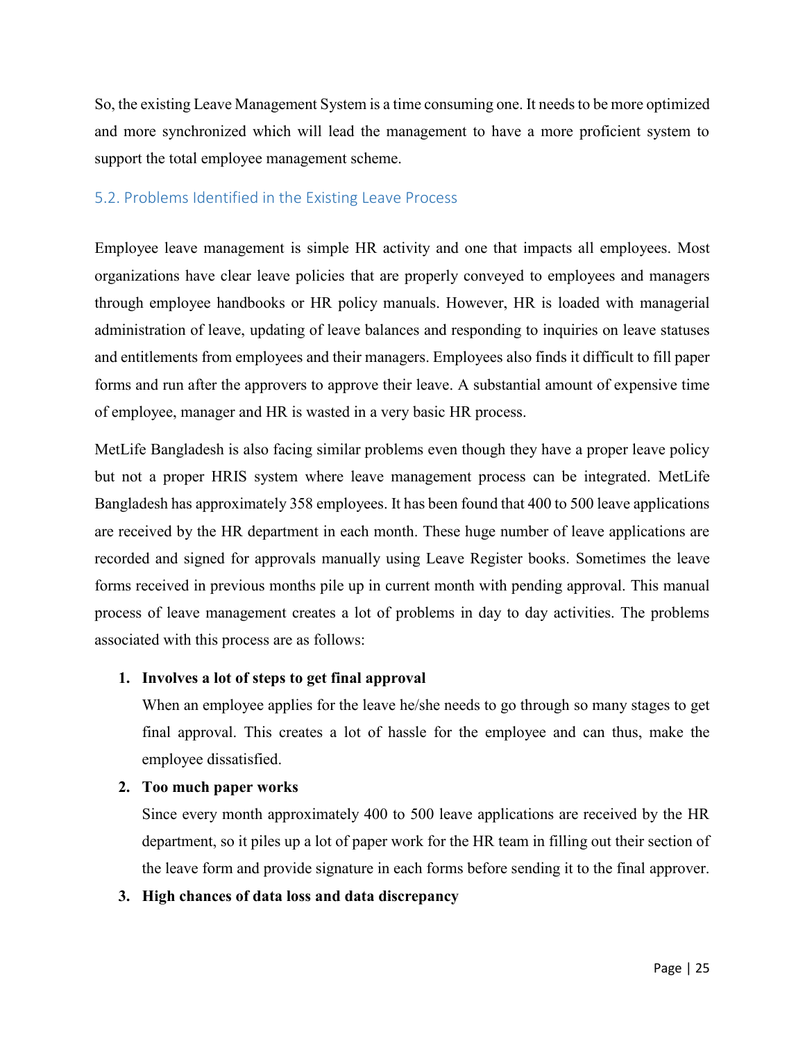So, the existing Leave Management System is a time consuming one. It needs to be more optimized and more synchronized which will lead the management to have a more proficient system to support the total employee management scheme.

## 5.2. Problems Identified in the Existing Leave Process

Employee leave management is simple HR activity and one that impacts all employees. Most organizations have clear leave policies that are properly conveyed to employees and managers through employee handbooks or HR policy manuals. However, HR is loaded with managerial administration of leave, updating of leave balances and responding to inquiries on leave statuses and entitlements from employees and their managers. Employees also finds it difficult to fill paper forms and run after the approvers to approve their leave. A substantial amount of expensive time of employee, manager and HR is wasted in a very basic HR process.

MetLife Bangladesh is also facing similar problems even though they have a proper leave policy but not a proper HRIS system where leave management process can be integrated. MetLife Bangladesh has approximately 358 employees. It has been found that 400 to 500 leave applications are received by the HR department in each month. These huge number of leave applications are recorded and signed for approvals manually using Leave Register books. Sometimes the leave forms received in previous months pile up in current month with pending approval. This manual process of leave management creates a lot of problems in day to day activities. The problems associated with this process are as follows:

1. **Involves a lot of steps to get final approval**

   When an employee applies for the leave he/she needs to go through so many stages to get final approval. This creates a lot of hassle for the employee and can thus, make the employee dissatisfied.

2. **Too much paper works**

   Since every month approximately 400 to 500 leave applications are received by the HR department, so it piles up a lot of paper work for the HR team in filling out their section of the leave form and provide signature in each forms before sending it to the final approver.

3. **High chances of data loss and data discrepancy**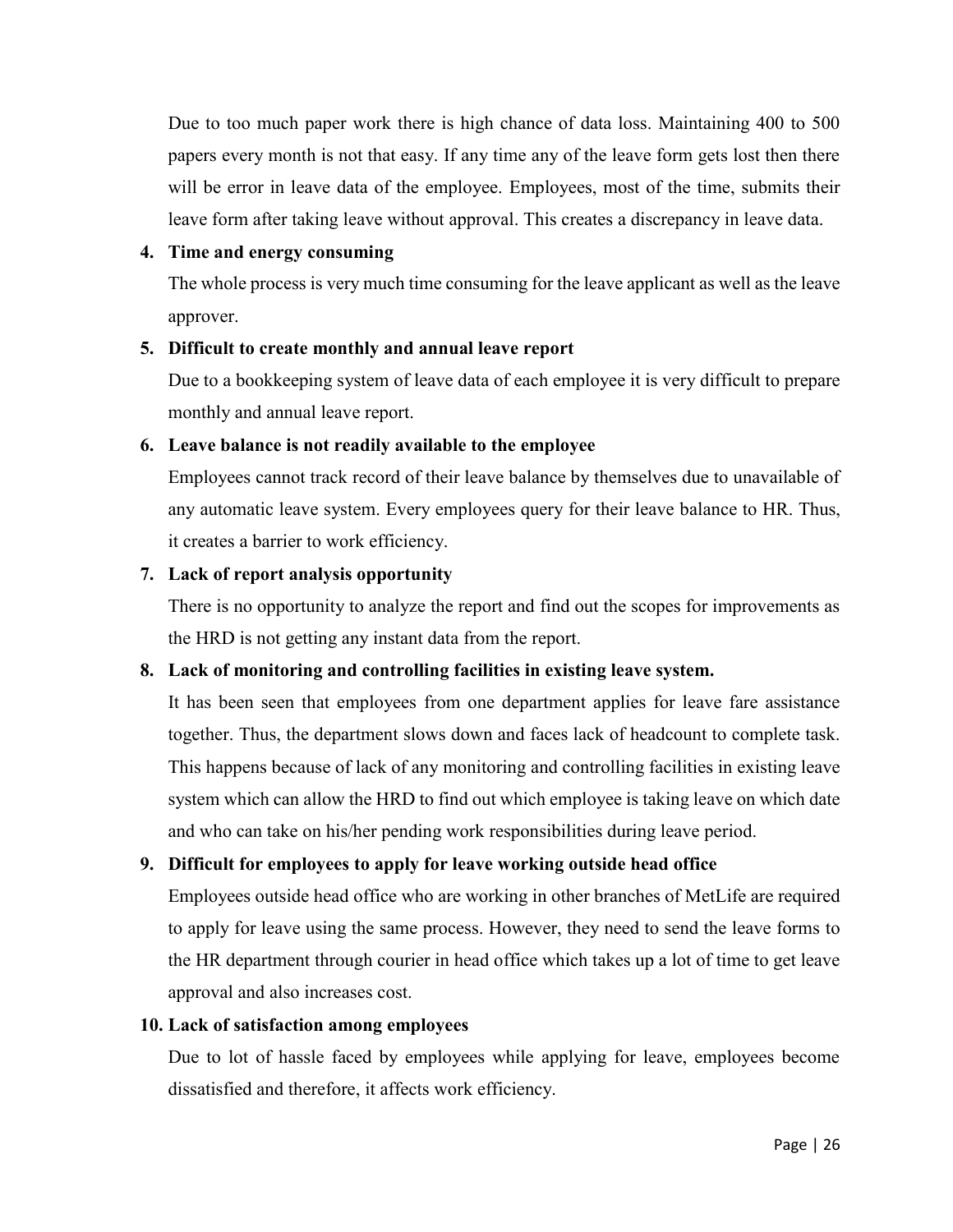Due to too much paper work there is high chance of data loss. Maintaining 400 to 500 papers every month is not that easy. If any time any of the leave form gets lost then there will be error in leave data of the employee. Employees, most of the time, submits their leave form after taking leave without approval. This creates a discrepancy in leave data.

4. **Time and energy consuming**

   The whole process is very much time consuming for the leave applicant as well as the leave approver.

5. **Difficult to create monthly and annual leave report**

   Due to a bookkeeping system of leave data of each employee it is very difficult to prepare monthly and annual leave report.

6. **Leave balance is not readily available to the employee**

   Employees cannot track record of their leave balance by themselves due to unavailable of any automatic leave system. Every employees query for their leave balance to HR. Thus, it creates a barrier to work efficiency.

7. **Lack of report analysis opportunity**

   There is no opportunity to analyze the report and find out the scopes for improvements as the HRD is not getting any instant data from the report.

8. **Lack of monitoring and controlling facilities in existing leave system.**

   It has been seen that employees from one department applies for leave fare assistance together. Thus, the department slows down and faces lack of headcount to complete task. This happens because of lack of any monitoring and controlling facilities in existing leave system which can allow the HRD to find out which employee is taking leave on which date and who can take on his/her pending work responsibilities during leave period.

9. **Difficult for employees to apply for leave working outside head office**

   Employees outside head office who are working in other branches of MetLife are required to apply for leave using the same process. However, they need to send the leave forms to the HR department through courier in head office which takes up a lot of time to get leave approval and also increases cost.

10. **Lack of satisfaction among employees**

    Due to lot of hassle faced by employees while applying for leave, employees become dissatisfied and therefore, it affects work efficiency.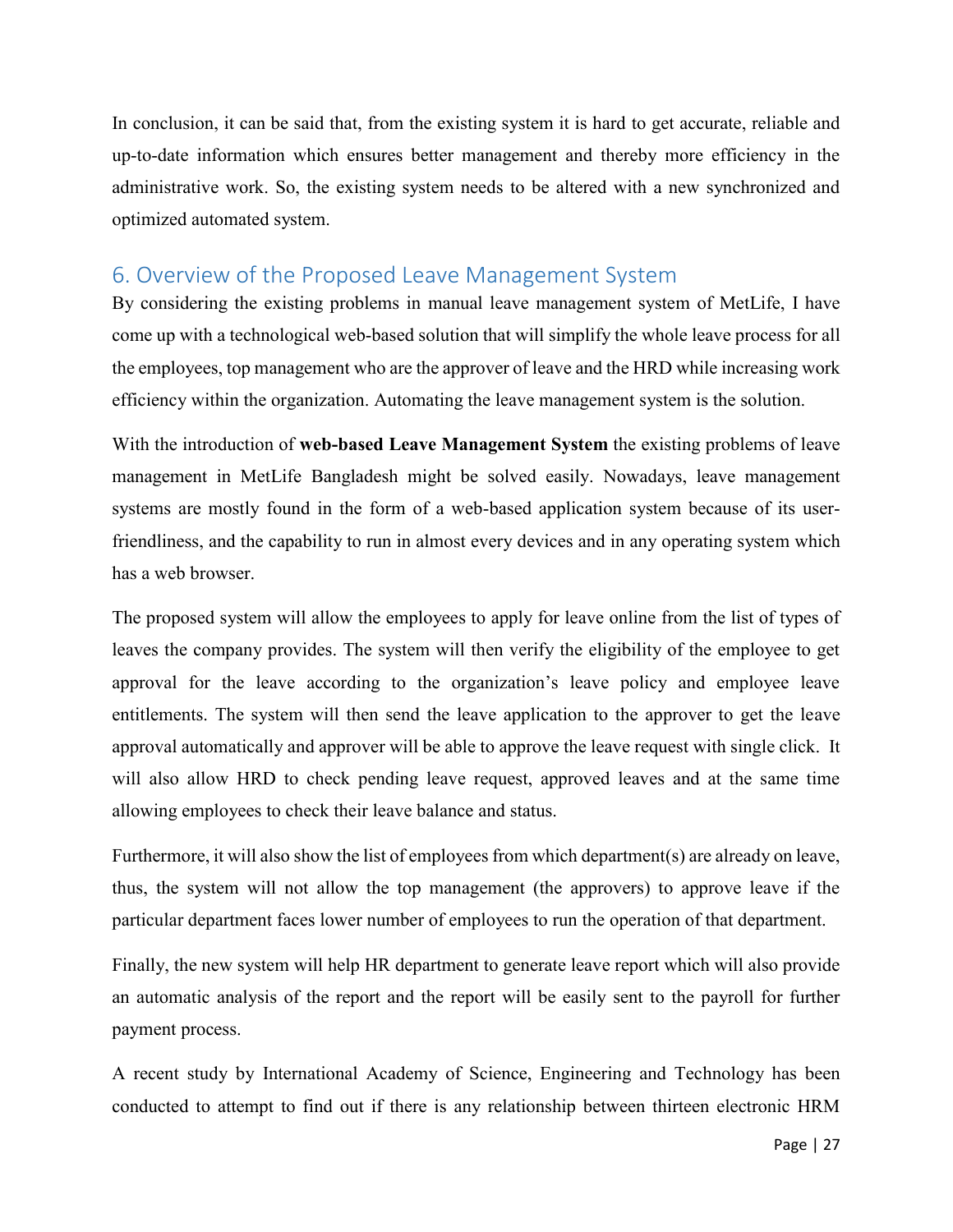In conclusion, it can be said that, from the existing system it is hard to get accurate, reliable and up-to-date information which ensures better management and thereby more efficiency in the administrative work. So, the existing system needs to be altered with a new synchronized and optimized automated system.

## 6. Overview of the Proposed Leave Management System

By considering the existing problems in manual leave management system of MetLife, I have come up with a technological web-based solution that will simplify the whole leave process for all the employees, top management who are the approver of leave and the HRD while increasing work efficiency within the organization. Automating the leave management system is the solution.

With the introduction of **web-based Leave Management System** the existing problems of leave management in MetLife Bangladesh might be solved easily. Nowadays, leave management systems are mostly found in the form of a web-based application system because of its user-friendliness, and the capability to run in almost every devices and in any operating system which has a web browser.

The proposed system will allow the employees to apply for leave online from the list of types of leaves the company provides. The system will then verify the eligibility of the employee to get approval for the leave according to the organization's leave policy and employee leave entitlements. The system will then send the leave application to the approver to get the leave approval automatically and approver will be able to approve the leave request with single click. It will also allow HRD to check pending leave request, approved leaves and at the same time allowing employees to check their leave balance and status.

Furthermore, it will also show the list of employees from which department(s) are already on leave, thus, the system will not allow the top management (the approvers) to approve leave if the particular department faces lower number of employees to run the operation of that department.

Finally, the new system will help HR department to generate leave report which will also provide an automatic analysis of the report and the report will be easily sent to the payroll for further payment process.

A recent study by International Academy of Science, Engineering and Technology has been conducted to attempt to find out if there is any relationship between thirteen electronic HRM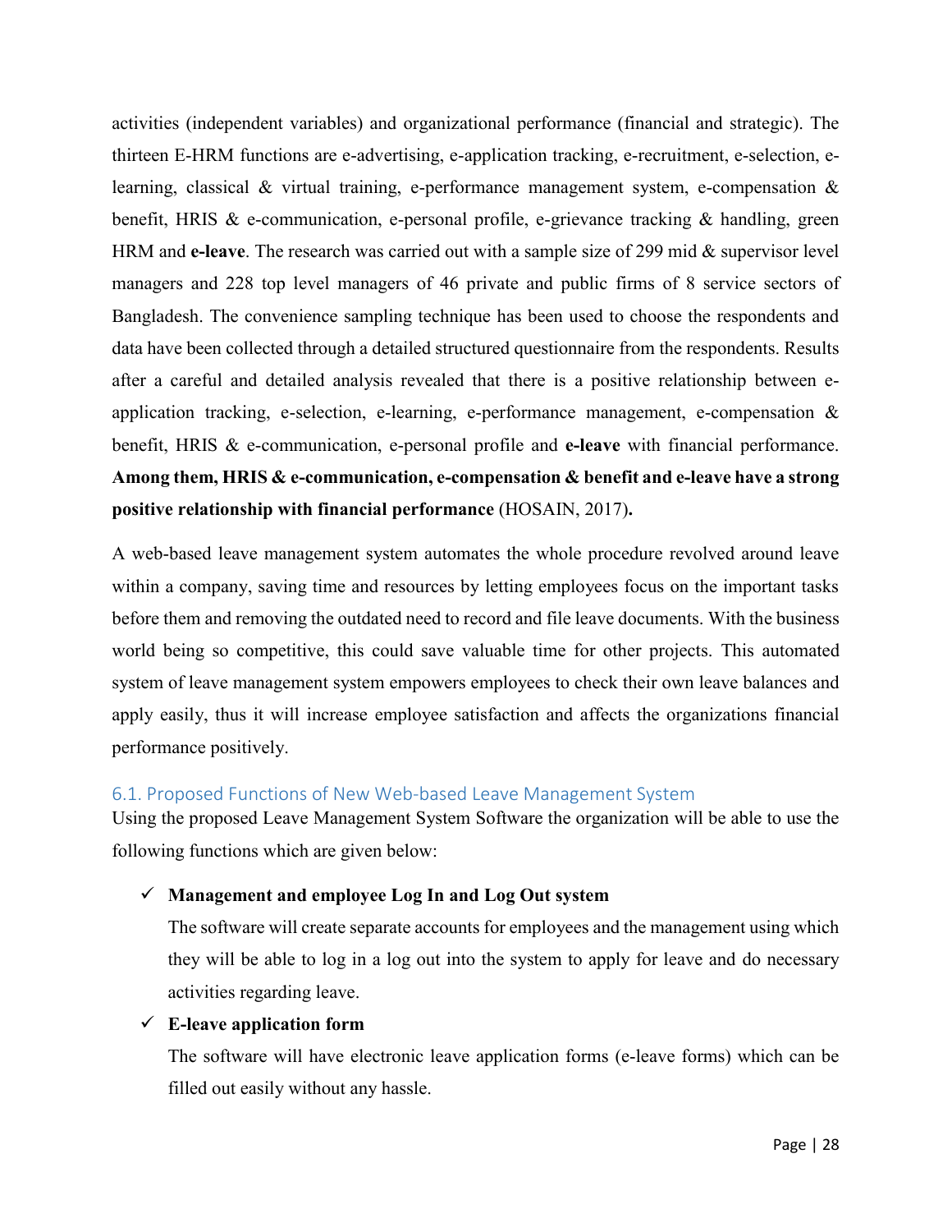activities (independent variables) and organizational performance (financial and strategic). The thirteen E-HRM functions are e-advertising, e-application tracking, e-recruitment, e-selection, e-learning, classical & virtual training, e-performance management system, e-compensation & benefit, HRIS & e-communication, e-personal profile, e-grievance tracking & handling, green HRM and **e-leave**. The research was carried out with a sample size of 299 mid & supervisor level managers and 228 top level managers of 46 private and public firms of 8 service sectors of Bangladesh. The convenience sampling technique has been used to choose the respondents and data have been collected through a detailed structured questionnaire from the respondents. Results after a careful and detailed analysis revealed that there is a positive relationship between e-application tracking, e-selection, e-learning, e-performance management, e-compensation & benefit, HRIS & e-communication, e-personal profile and **e-leave** with financial performance. **Among them, HRIS & e-communication, e-compensation & benefit and e-leave have a strong positive relationship with financial performance** (HOSAIN, 2017)**.**

A web-based leave management system automates the whole procedure revolved around leave within a company, saving time and resources by letting employees focus on the important tasks before them and removing the outdated need to record and file leave documents. With the business world being so competitive, this could save valuable time for other projects. This automated system of leave management system empowers employees to check their own leave balances and apply easily, thus it will increase employee satisfaction and affects the organizations financial performance positively.

### 6.1. Proposed Functions of New Web-based Leave Management System

Using the proposed Leave Management System Software the organization will be able to use the following functions which are given below:

- ✓ **Management and employee Log In and Log Out system**

  The software will create separate accounts for employees and the management using which they will be able to log in a log out into the system to apply for leave and do necessary activities regarding leave.

- ✓ **E-leave application form**

  The software will have electronic leave application forms (e-leave forms) which can be filled out easily without any hassle.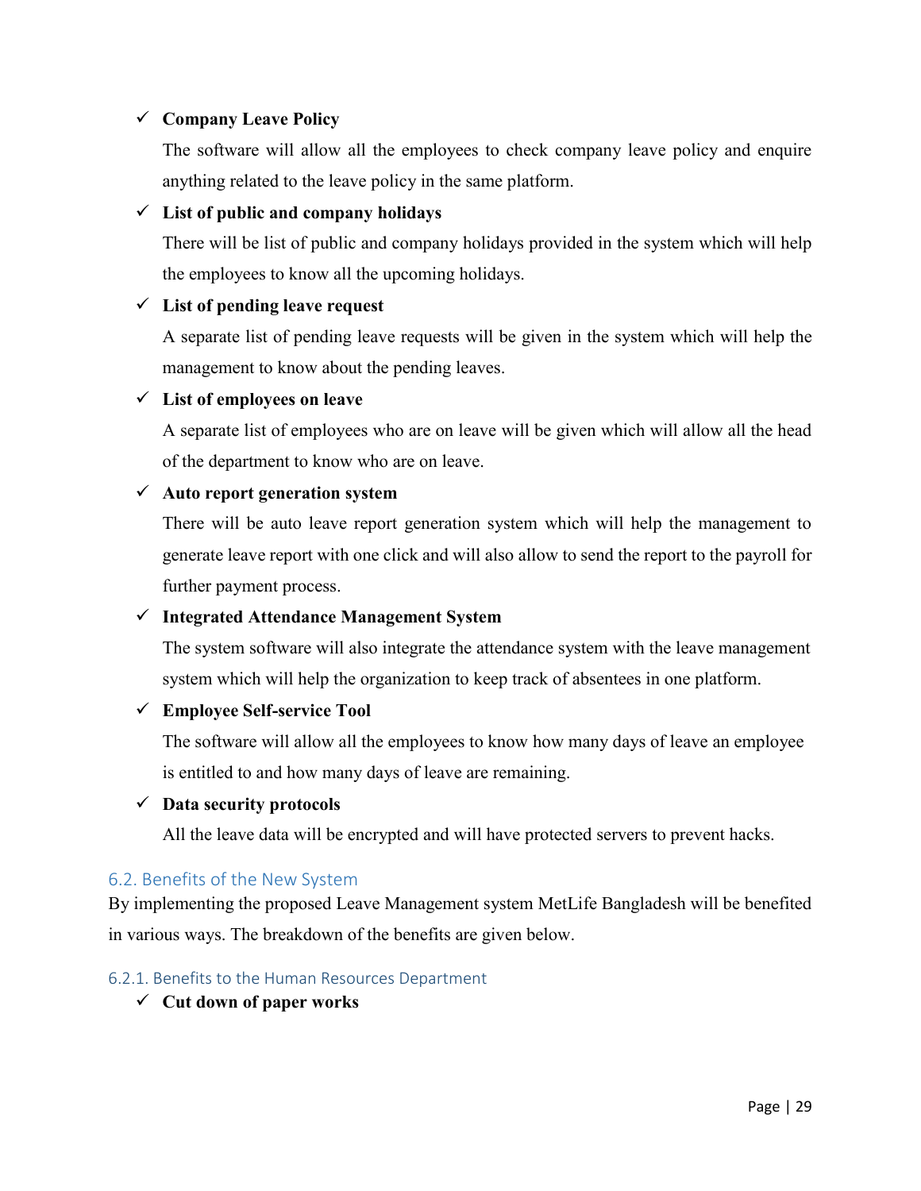- ✓ **Company Leave Policy**

  The software will allow all the employees to check company leave policy and enquire anything related to the leave policy in the same platform.

- ✓ **List of public and company holidays**

  There will be list of public and company holidays provided in the system which will help the employees to know all the upcoming holidays.

- ✓ **List of pending leave request**

  A separate list of pending leave requests will be given in the system which will help the management to know about the pending leaves.

- ✓ **List of employees on leave**

  A separate list of employees who are on leave will be given which will allow all the head of the department to know who are on leave.

- ✓ **Auto report generation system**

  There will be auto leave report generation system which will help the management to generate leave report with one click and will also allow to send the report to the payroll for further payment process.

- ✓ **Integrated Attendance Management System**

  The system software will also integrate the attendance system with the leave management system which will help the organization to keep track of absentees in one platform.

- ✓ **Employee Self-service Tool**

  The software will allow all the employees to know how many days of leave an employee is entitled to and how many days of leave are remaining.

- ✓ **Data security protocols**

  All the leave data will be encrypted and will have protected servers to prevent hacks.

## 6.2. Benefits of the New System

By implementing the proposed Leave Management system MetLife Bangladesh will be benefited in various ways. The breakdown of the benefits are given below.

### 6.2.1. Benefits to the Human Resources Department

- ✓ **Cut down of paper works**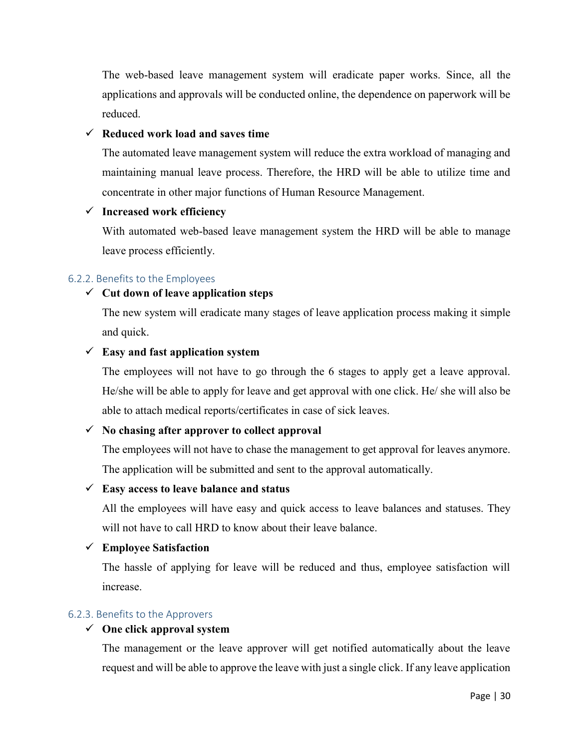The web-based leave management system will eradicate paper works. Since, all the applications and approvals will be conducted online, the dependence on paperwork will be reduced.

- ✓ **Reduced work load and saves time**

  The automated leave management system will reduce the extra workload of managing and maintaining manual leave process. Therefore, the HRD will be able to utilize time and concentrate in other major functions of Human Resource Management.

- ✓ **Increased work efficiency**

  With automated web-based leave management system the HRD will be able to manage leave process efficiently.

### 6.2.2. Benefits to the Employees

- ✓ **Cut down of leave application steps**

  The new system will eradicate many stages of leave application process making it simple and quick.

- ✓ **Easy and fast application system**

  The employees will not have to go through the 6 stages to apply get a leave approval. He/she will be able to apply for leave and get approval with one click. He/ she will also be able to attach medical reports/certificates in case of sick leaves.

- ✓ **No chasing after approver to collect approval**

  The employees will not have to chase the management to get approval for leaves anymore. The application will be submitted and sent to the approval automatically.

- ✓ **Easy access to leave balance and status**

  All the employees will have easy and quick access to leave balances and statuses. They will not have to call HRD to know about their leave balance.

- ✓ **Employee Satisfaction**

  The hassle of applying for leave will be reduced and thus, employee satisfaction will increase.

### 6.2.3. Benefits to the Approvers

- ✓ **One click approval system**

  The management or the leave approver will get notified automatically about the leave request and will be able to approve the leave with just a single click. If any leave application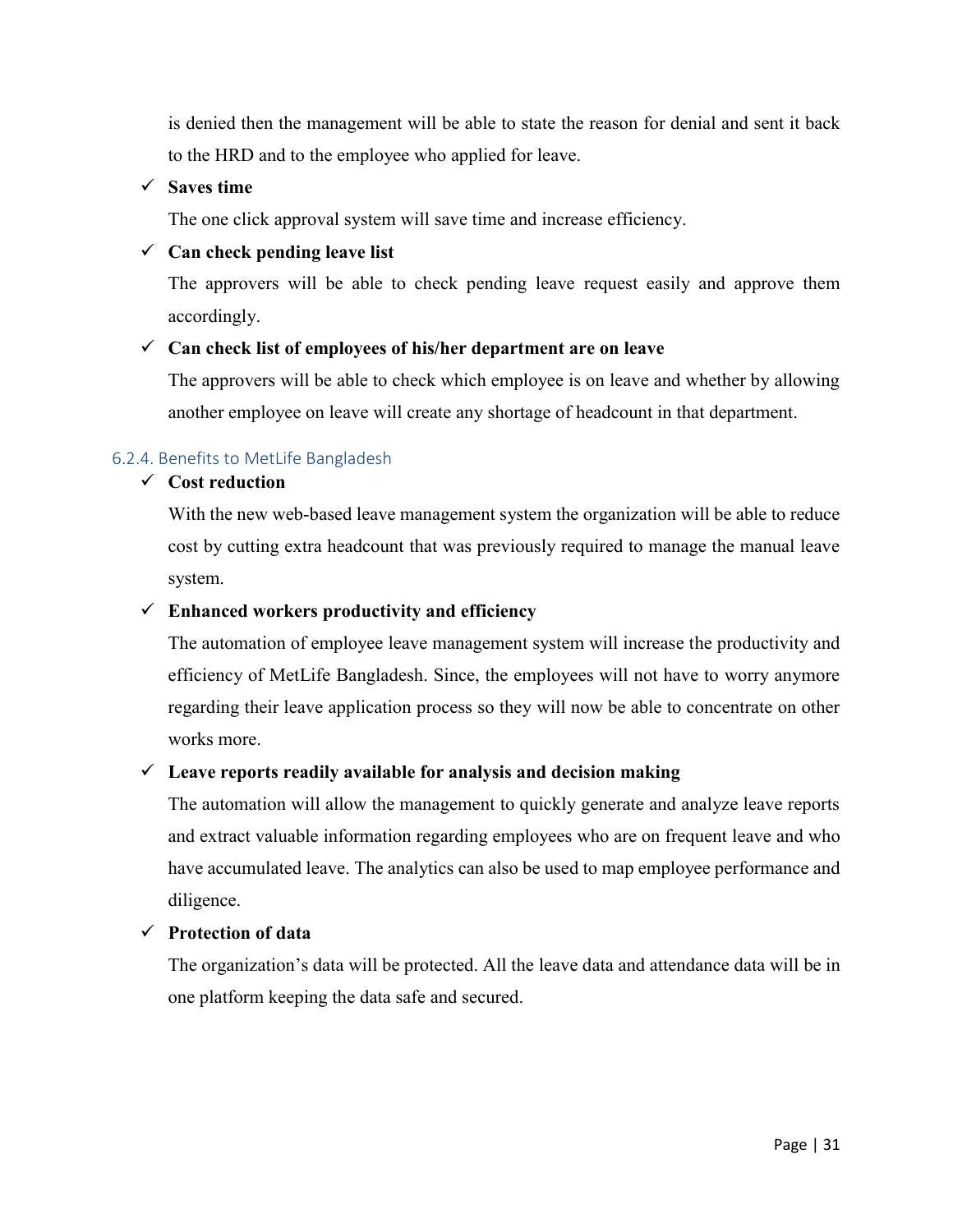is denied then the management will be able to state the reason for denial and sent it back to the HRD and to the employee who applied for leave.

- ✓ **Saves time**

  The one click approval system will save time and increase efficiency.

- ✓ **Can check pending leave list**

  The approvers will be able to check pending leave request easily and approve them accordingly.

- ✓ **Can check list of employees of his/her department are on leave**

  The approvers will be able to check which employee is on leave and whether by allowing another employee on leave will create any shortage of headcount in that department.

#### 6.2.4. Benefits to MetLife Bangladesh

- ✓ **Cost reduction**

  With the new web-based leave management system the organization will be able to reduce cost by cutting extra headcount that was previously required to manage the manual leave system.

- ✓ **Enhanced workers productivity and efficiency**

  The automation of employee leave management system will increase the productivity and efficiency of MetLife Bangladesh. Since, the employees will not have to worry anymore regarding their leave application process so they will now be able to concentrate on other works more.

- ✓ **Leave reports readily available for analysis and decision making**

  The automation will allow the management to quickly generate and analyze leave reports and extract valuable information regarding employees who are on frequent leave and who have accumulated leave. The analytics can also be used to map employee performance and diligence.

- ✓ **Protection of data**

  The organization's data will be protected. All the leave data and attendance data will be in one platform keeping the data safe and secured.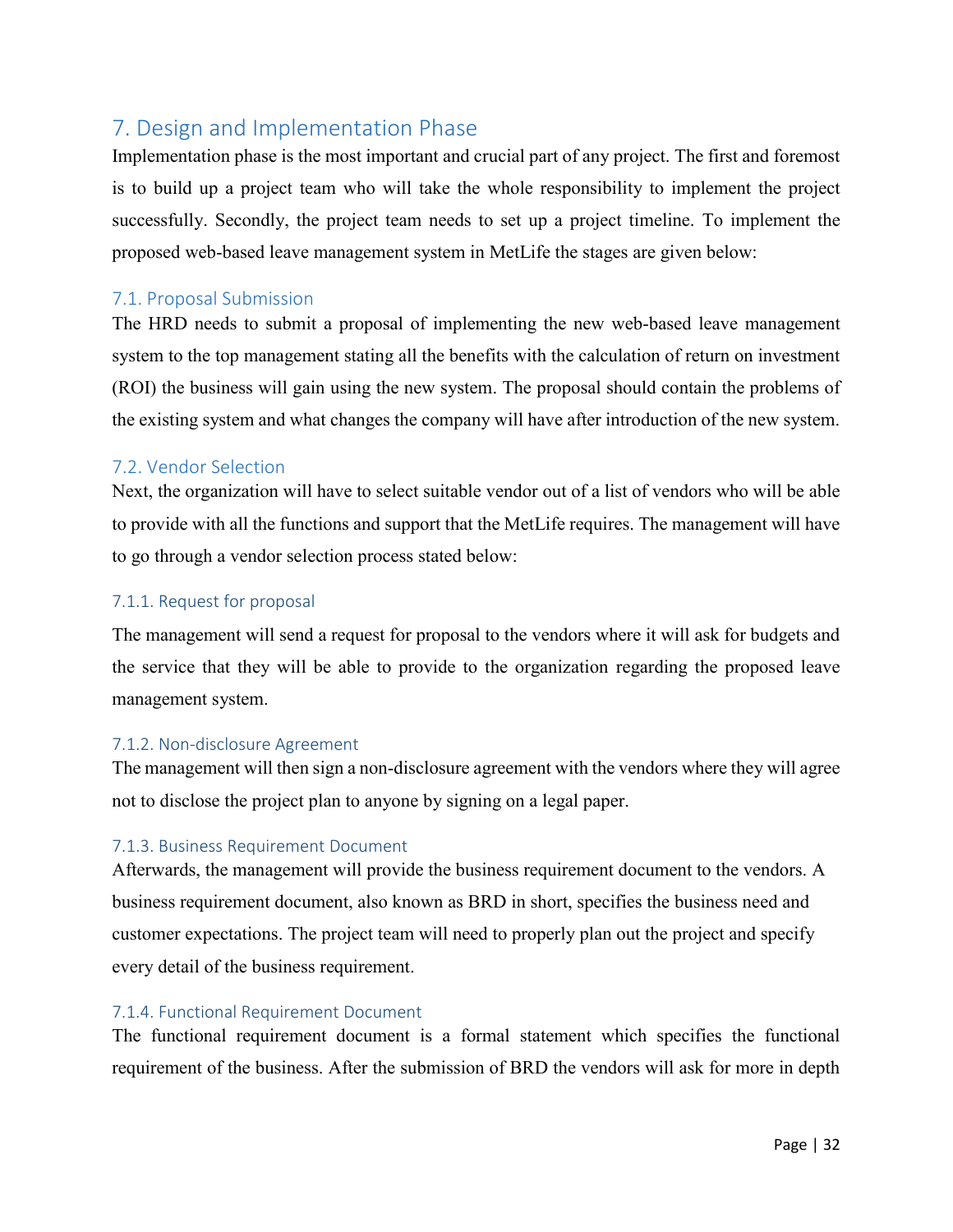# 7. Design and Implementation Phase

Implementation phase is the most important and crucial part of any project. The first and foremost is to build up a project team who will take the whole responsibility to implement the project successfully. Secondly, the project team needs to set up a project timeline. To implement the proposed web-based leave management system in MetLife the stages are given below:

## 7.1. Proposal Submission

The HRD needs to submit a proposal of implementing the new web-based leave management system to the top management stating all the benefits with the calculation of return on investment (ROI) the business will gain using the new system. The proposal should contain the problems of the existing system and what changes the company will have after introduction of the new system.

## 7.2. Vendor Selection

Next, the organization will have to select suitable vendor out of a list of vendors who will be able to provide with all the functions and support that the MetLife requires. The management will have to go through a vendor selection process stated below:

### 7.1.1. Request for proposal

The management will send a request for proposal to the vendors where it will ask for budgets and the service that they will be able to provide to the organization regarding the proposed leave management system.

### 7.1.2. Non-disclosure Agreement

The management will then sign a non-disclosure agreement with the vendors where they will agree not to disclose the project plan to anyone by signing on a legal paper.

### 7.1.3. Business Requirement Document

Afterwards, the management will provide the business requirement document to the vendors. A business requirement document, also known as BRD in short, specifies the business need and customer expectations. The project team will need to properly plan out the project and specify every detail of the business requirement.

### 7.1.4. Functional Requirement Document

The functional requirement document is a formal statement which specifies the functional requirement of the business. After the submission of BRD the vendors will ask for more in depth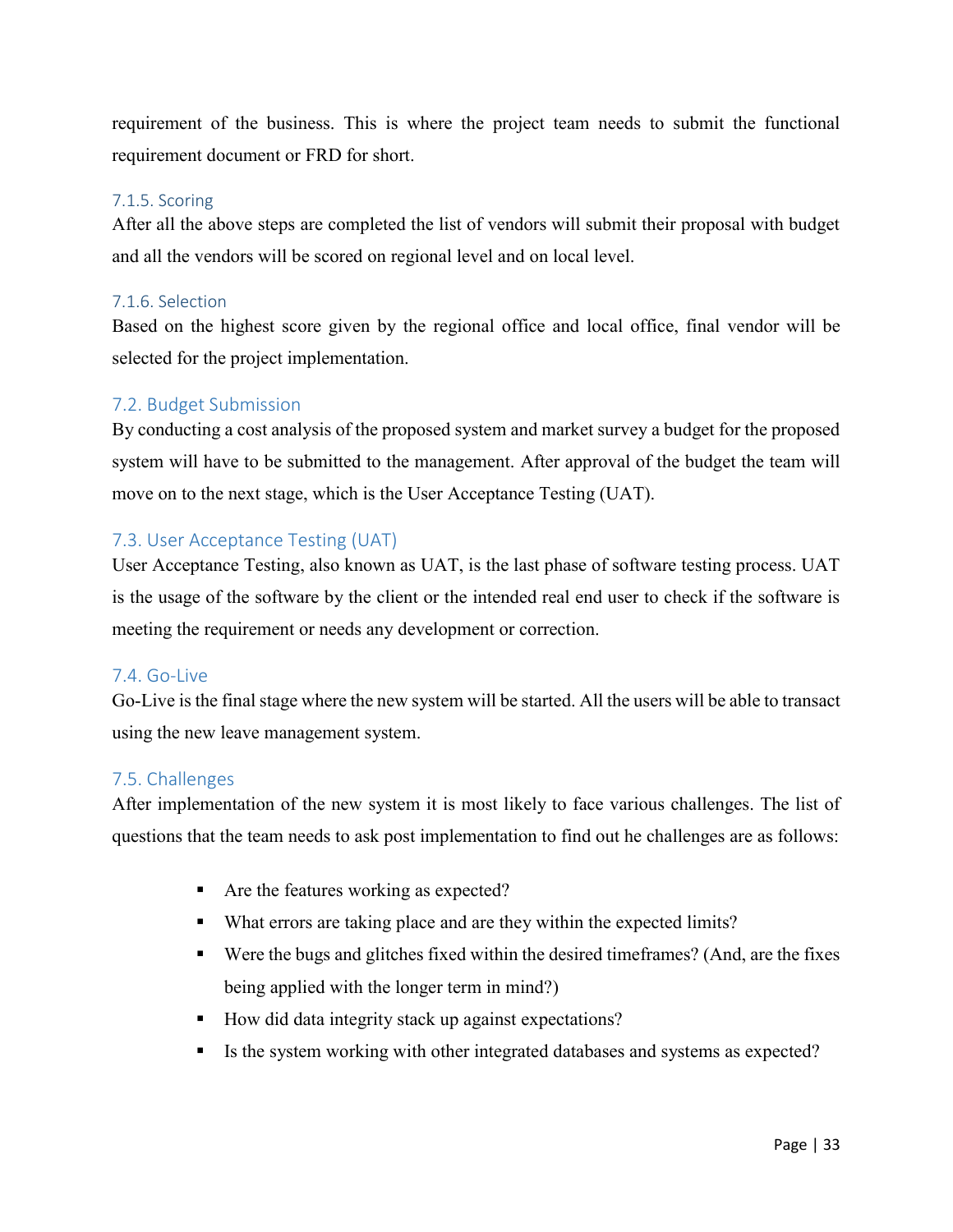requirement of the business. This is where the project team needs to submit the functional requirement document or FRD for short.

### 7.1.5. Scoring

After all the above steps are completed the list of vendors will submit their proposal with budget and all the vendors will be scored on regional level and on local level.

### 7.1.6. Selection

Based on the highest score given by the regional office and local office, final vendor will be selected for the project implementation.

## 7.2. Budget Submission

By conducting a cost analysis of the proposed system and market survey a budget for the proposed system will have to be submitted to the management. After approval of the budget the team will move on to the next stage, which is the User Acceptance Testing (UAT).

## 7.3. User Acceptance Testing (UAT)

User Acceptance Testing, also known as UAT, is the last phase of software testing process. UAT is the usage of the software by the client or the intended real end user to check if the software is meeting the requirement or needs any development or correction.

## 7.4. Go-Live

Go-Live is the final stage where the new system will be started. All the users will be able to transact using the new leave management system.

## 7.5. Challenges

After implementation of the new system it is most likely to face various challenges. The list of questions that the team needs to ask post implementation to find out he challenges are as follows:

- Are the features working as expected?
- What errors are taking place and are they within the expected limits?
- Were the bugs and glitches fixed within the desired timeframes? (And, are the fixes being applied with the longer term in mind?)
- How did data integrity stack up against expectations?
- Is the system working with other integrated databases and systems as expected?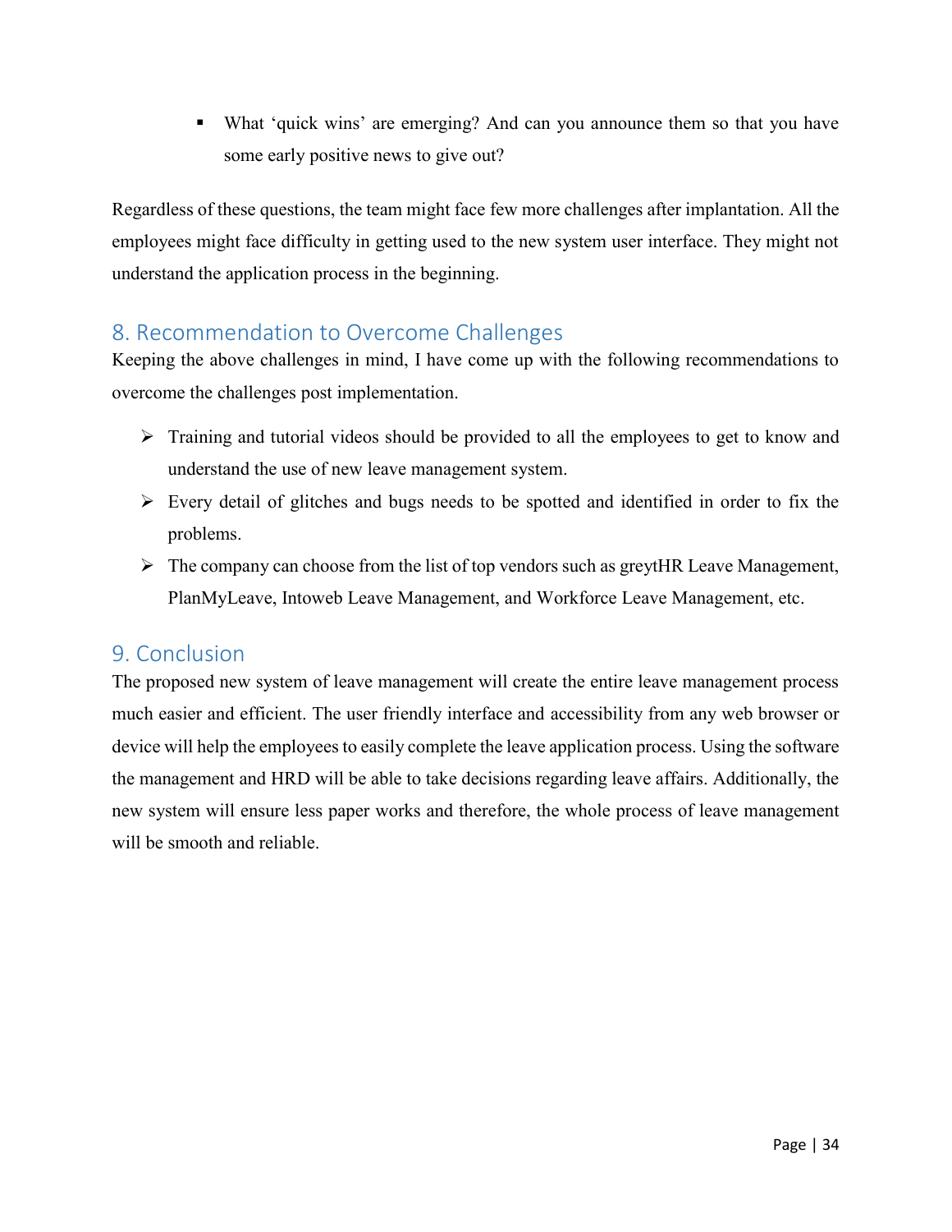- What ‘quick wins’ are emerging? And can you announce them so that you have some early positive news to give out?

Regardless of these questions, the team might face few more challenges after implantation. All the employees might face difficulty in getting used to the new system user interface. They might not understand the application process in the beginning.

## 8. Recommendation to Overcome Challenges

Keeping the above challenges in mind, I have come up with the following recommendations to overcome the challenges post implementation.

- Training and tutorial videos should be provided to all the employees to get to know and understand the use of new leave management system.
- Every detail of glitches and bugs needs to be spotted and identified in order to fix the problems.
- The company can choose from the list of top vendors such as greytHR Leave Management, PlanMyLeave, Intoweb Leave Management, and Workforce Leave Management, etc.

## 9. Conclusion

The proposed new system of leave management will create the entire leave management process much easier and efficient. The user friendly interface and accessibility from any web browser or device will help the employees to easily complete the leave application process. Using the software the management and HRD will be able to take decisions regarding leave affairs. Additionally, the new system will ensure less paper works and therefore, the whole process of leave management will be smooth and reliable.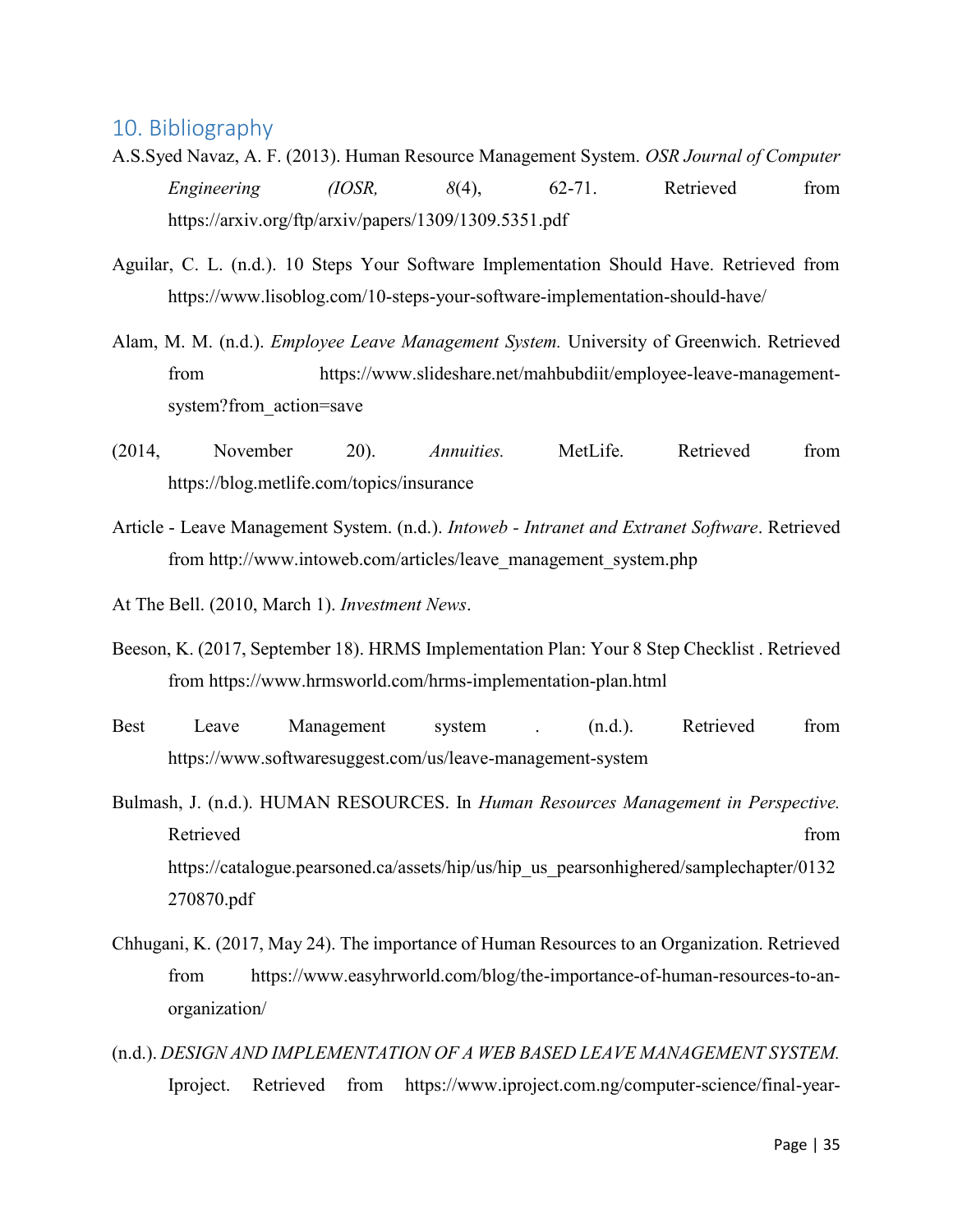## 10. Bibliography

A.S.Syed Navaz, A. F. (2013). Human Resource Management System. *OSR Journal of Computer Engineering (IOSR, 8*(4), 62-71. Retrieved from https://arxiv.org/ftp/arxiv/papers/1309/1309.5351.pdf

Aguilar, C. L. (n.d.). 10 Steps Your Software Implementation Should Have. Retrieved from https://www.lisoblog.com/10-steps-your-software-implementation-should-have/

Alam, M. M. (n.d.). *Employee Leave Management System.* University of Greenwich. Retrieved from https://www.slideshare.net/mahbubdiit/employee-leave-management-system?from_action=save

(2014, November 20). *Annuities.* MetLife. Retrieved from https://blog.metlife.com/topics/insurance

Article - Leave Management System. (n.d.). *Intoweb - Intranet and Extranet Software*. Retrieved from http://www.intoweb.com/articles/leave_management_system.php

At The Bell. (2010, March 1). *Investment News*.

Beeson, K. (2017, September 18). HRMS Implementation Plan: Your 8 Step Checklist . Retrieved from https://www.hrmsworld.com/hrms-implementation-plan.html

Best Leave Management system . (n.d.). Retrieved from https://www.softwaresuggest.com/us/leave-management-system

Bulmash, J. (n.d.). HUMAN RESOURCES. In *Human Resources Management in Perspective.* Retrieved from https://catalogue.pearsoned.ca/assets/hip/us/hip_us_pearsonhighered/samplechapter/0132270870.pdf

Chhugani, K. (2017, May 24). The importance of Human Resources to an Organization. Retrieved from https://www.easyhrworld.com/blog/the-importance-of-human-resources-to-an-organization/

(n.d.). *DESIGN AND IMPLEMENTATION OF A WEB BASED LEAVE MANAGEMENT SYSTEM.* Iproject. Retrieved from https://www.iproject.com.ng/computer-science/final-year-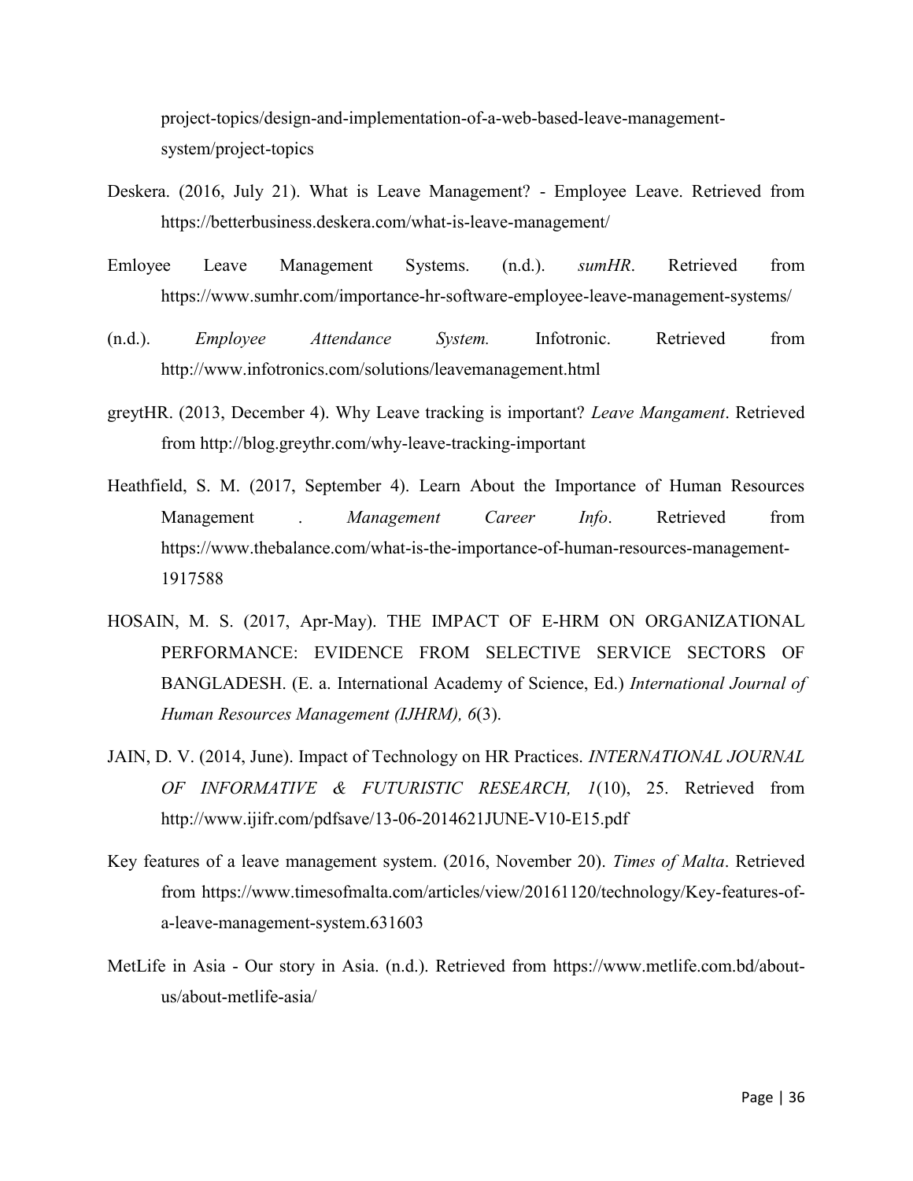project-topics/design-and-implementation-of-a-web-based-leave-management-system/project-topics

Deskera. (2016, July 21). What is Leave Management? - Employee Leave. Retrieved from https://betterbusiness.deskera.com/what-is-leave-management/

Emloyee Leave Management Systems. (n.d.). *sumHR*. Retrieved from https://www.sumhr.com/importance-hr-software-employee-leave-management-systems/

(n.d.). *Employee Attendance System.* Infotronic. Retrieved from http://www.infotronics.com/solutions/leavemanagement.html

greytHR. (2013, December 4). Why Leave tracking is important? *Leave Mangament*. Retrieved from http://blog.greythr.com/why-leave-tracking-important

Heathfield, S. M. (2017, September 4). Learn About the Importance of Human Resources Management . *Management Career Info*. Retrieved from https://www.thebalance.com/what-is-the-importance-of-human-resources-management-1917588

HOSAIN, M. S. (2017, Apr-May). THE IMPACT OF E-HRM ON ORGANIZATIONAL PERFORMANCE: EVIDENCE FROM SELECTIVE SERVICE SECTORS OF BANGLADESH. (E. a. International Academy of Science, Ed.) *International Journal of Human Resources Management (IJHRM), 6*(3).

JAIN, D. V. (2014, June). Impact of Technology on HR Practices. *INTERNATIONAL JOURNAL OF INFORMATIVE & FUTURISTIC RESEARCH, 1*(10), 25. Retrieved from http://www.ijifr.com/pdfsave/13-06-2014621JUNE-V10-E15.pdf

Key features of a leave management system. (2016, November 20). *Times of Malta*. Retrieved from https://www.timesofmalta.com/articles/view/20161120/technology/Key-features-of-a-leave-management-system.631603

MetLife in Asia - Our story in Asia. (n.d.). Retrieved from https://www.metlife.com.bd/about-us/about-metlife-asia/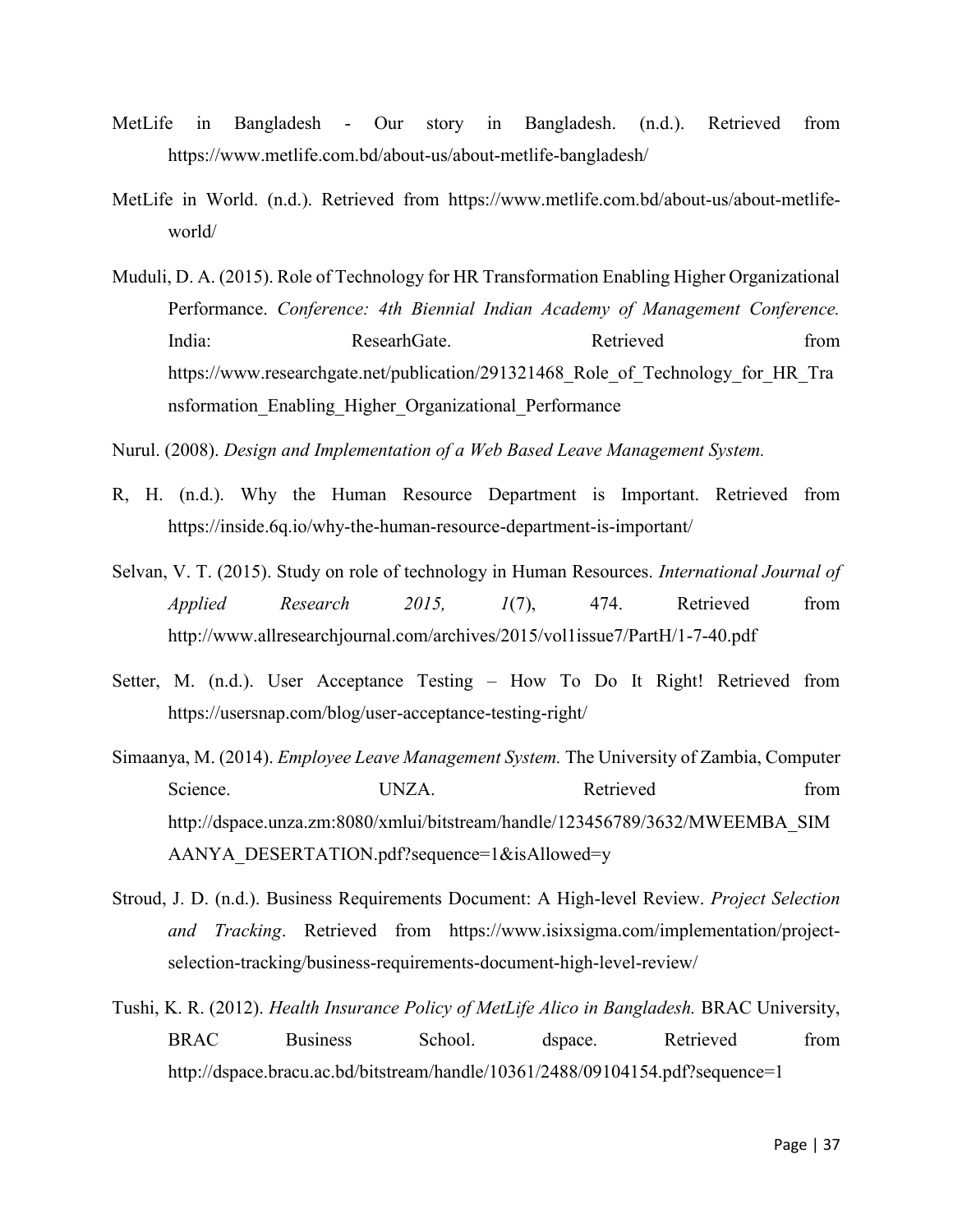MetLife in Bangladesh - Our story in Bangladesh. (n.d.). Retrieved from https://www.metlife.com.bd/about-us/about-metlife-bangladesh/

MetLife in World. (n.d.). Retrieved from https://www.metlife.com.bd/about-us/about-metlife-world/

Muduli, D. A. (2015). Role of Technology for HR Transformation Enabling Higher Organizational Performance. *Conference: 4th Biennial Indian Academy of Management Conference.* India: ResearhGate. Retrieved from https://www.researchgate.net/publication/291321468_Role_of_Technology_for_HR_Transformation_Enabling_Higher_Organizational_Performance

Nurul. (2008). *Design and Implementation of a Web Based Leave Management System.*

R, H. (n.d.). Why the Human Resource Department is Important. Retrieved from https://inside.6q.io/why-the-human-resource-department-is-important/

Selvan, V. T. (2015). Study on role of technology in Human Resources. *International Journal of Applied Research 2015, 1*(7), 474. Retrieved from http://www.allresearchjournal.com/archives/2015/vol1issue7/PartH/1-7-40.pdf

Setter, M. (n.d.). User Acceptance Testing – How To Do It Right! Retrieved from https://usersnap.com/blog/user-acceptance-testing-right/

Simaanya, M. (2014). *Employee Leave Management System.* The University of Zambia, Computer Science. UNZA. Retrieved from http://dspace.unza.zm:8080/xmlui/bitstream/handle/123456789/3632/MWEEMBA_SIMAANYA_DESERTATION.pdf?sequence=1&isAllowed=y

Stroud, J. D. (n.d.). Business Requirements Document: A High-level Review. *Project Selection and Tracking*. Retrieved from https://www.isixsigma.com/implementation/project-selection-tracking/business-requirements-document-high-level-review/

Tushi, K. R. (2012). *Health Insurance Policy of MetLife Alico in Bangladesh.* BRAC University, BRAC Business School. dspace. Retrieved from http://dspace.bracu.ac.bd/bitstream/handle/10361/2488/09104154.pdf?sequence=1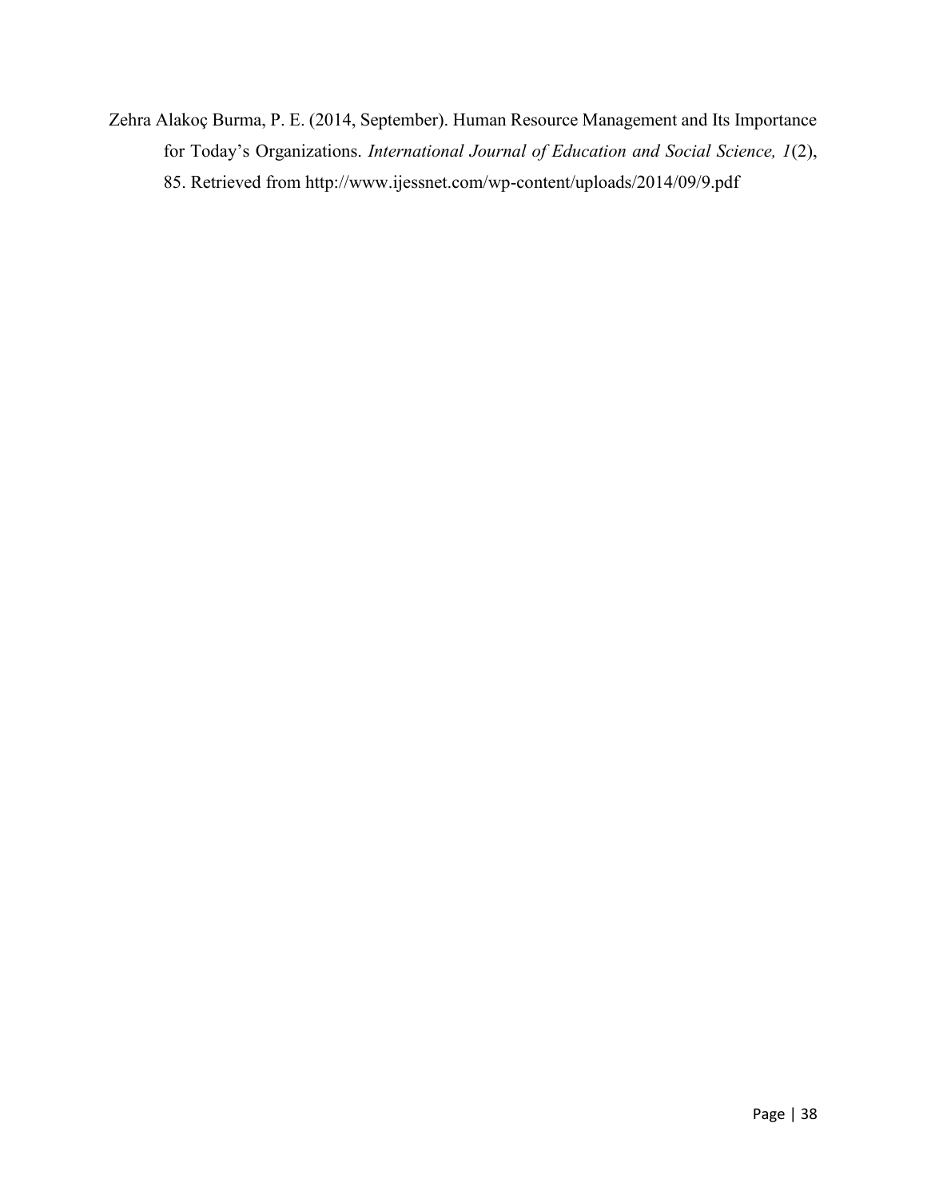Zehra Alakoç Burma, P. E. (2014, September). Human Resource Management and Its Importance for Today's Organizations. *International Journal of Education and Social Science, 1*(2), 85. Retrieved from http://www.ijessnet.com/wp-content/uploads/2014/09/9.pdf